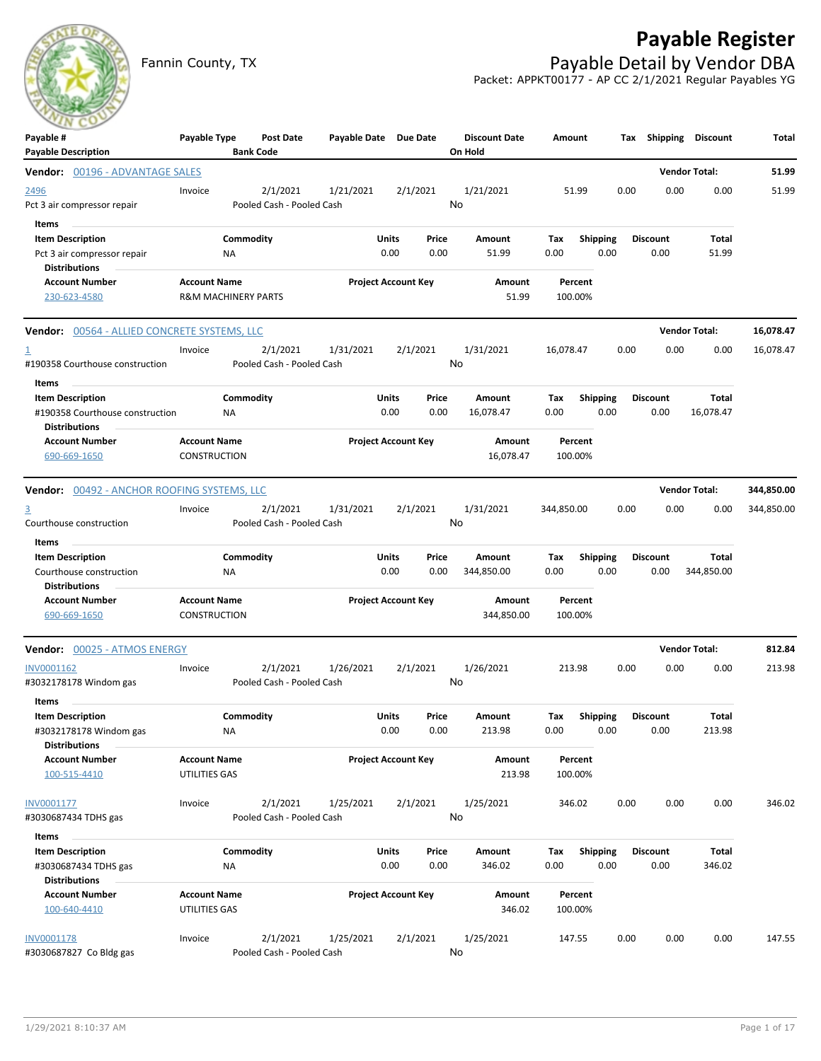# Payable Register

Fannin County, TX

## Payable Detail by Vendor DBA

Packet: APPKT00177 - AP CC 2/1/2021 Regular Payables YG

| Payable # / Payable Description | Payable Type | Post Date / Bank Code | Payable Date | Due Date | Discount Date / On Hold | Amount | Tax | Shipping | Discount | Total |
|---|---|---|---|---|---|---|---|---|---|---|

**Vendor: 00196 - ADVANTAGE SALES** — Vendor Total: **51.99**

| Payable # | Payable Type | Post Date | Payable Date | Due Date | Discount Date | Amount | Tax | Shipping | Discount | Total |
|---|---|---|---|---|---|---|---|---|---|---|
| 2496 | Invoice | 2/1/2021 | 1/21/2021 | 2/1/2021 | 1/21/2021 | 51.99 | 0.00 | 0.00 | 0.00 | 51.99 |
| Pct 3 air compressor repair | | Pooled Cash - Pooled Cash | | | No | | | | | |

Items

| Item Description | Commodity | Units | Price | Amount | Tax | Shipping | Discount | Total |
|---|---|---|---|---|---|---|---|---|
| Pct 3 air compressor repair | NA | 0.00 | 0.00 | 51.99 | 0.00 | 0.00 | 0.00 | 51.99 |

Distributions

| Account Number | Account Name | Project Account Key | Amount | Percent |
|---|---|---|---|---|
| 230-623-4580 | R&M MACHINERY PARTS | | 51.99 | 100.00% |

**Vendor: 00564 - ALLIED CONCRETE SYSTEMS, LLC** — Vendor Total: **16,078.47**

| Payable # | Payable Type | Post Date | Payable Date | Due Date | Discount Date | Amount | Tax | Shipping | Discount | Total |
|---|---|---|---|---|---|---|---|---|---|---|
| 1 | Invoice | 2/1/2021 | 1/31/2021 | 2/1/2021 | 1/31/2021 | 16,078.47 | 0.00 | 0.00 | 0.00 | 16,078.47 |
| #190358 Courthouse construction | | Pooled Cash - Pooled Cash | | | No | | | | | |

Items

| Item Description | Commodity | Units | Price | Amount | Tax | Shipping | Discount | Total |
|---|---|---|---|---|---|---|---|---|
| #190358 Courthouse construction | NA | 0.00 | 0.00 | 16,078.47 | 0.00 | 0.00 | 0.00 | 16,078.47 |

Distributions

| Account Number | Account Name | Project Account Key | Amount | Percent |
|---|---|---|---|---|
| 690-669-1650 | CONSTRUCTION | | 16,078.47 | 100.00% |

**Vendor: 00492 - ANCHOR ROOFING SYSTEMS, LLC** — Vendor Total: **344,850.00**

| Payable # | Payable Type | Post Date | Payable Date | Due Date | Discount Date | Amount | Tax | Shipping | Discount | Total |
|---|---|---|---|---|---|---|---|---|---|---|
| 3 | Invoice | 2/1/2021 | 1/31/2021 | 2/1/2021 | 1/31/2021 | 344,850.00 | 0.00 | 0.00 | 0.00 | 344,850.00 |
| Courthouse construction | | Pooled Cash - Pooled Cash | | | No | | | | | |

Items

| Item Description | Commodity | Units | Price | Amount | Tax | Shipping | Discount | Total |
|---|---|---|---|---|---|---|---|---|
| Courthouse construction | NA | 0.00 | 0.00 | 344,850.00 | 0.00 | 0.00 | 0.00 | 344,850.00 |

Distributions

| Account Number | Account Name | Project Account Key | Amount | Percent |
|---|---|---|---|---|
| 690-669-1650 | CONSTRUCTION | | 344,850.00 | 100.00% |

**Vendor: 00025 - ATMOS ENERGY** — Vendor Total: **812.84**

| Payable # | Payable Type | Post Date | Payable Date | Due Date | Discount Date | Amount | Tax | Shipping | Discount | Total |
|---|---|---|---|---|---|---|---|---|---|---|
| INV0001162 | Invoice | 2/1/2021 | 1/26/2021 | 2/1/2021 | 1/26/2021 | 213.98 | 0.00 | 0.00 | 0.00 | 213.98 |
| #3032178178 Windom gas | | Pooled Cash - Pooled Cash | | | No | | | | | |

Items

| Item Description | Commodity | Units | Price | Amount | Tax | Shipping | Discount | Total |
|---|---|---|---|---|---|---|---|---|
| #3032178178 Windom gas | NA | 0.00 | 0.00 | 213.98 | 0.00 | 0.00 | 0.00 | 213.98 |

Distributions

| Account Number | Account Name | Project Account Key | Amount | Percent |
|---|---|---|---|---|
| 100-515-4410 | UTILITIES GAS | | 213.98 | 100.00% |

| Payable # | Payable Type | Post Date | Payable Date | Due Date | Discount Date | Amount | Tax | Shipping | Discount | Total |
|---|---|---|---|---|---|---|---|---|---|---|
| INV0001177 | Invoice | 2/1/2021 | 1/25/2021 | 2/1/2021 | 1/25/2021 | 346.02 | 0.00 | 0.00 | 0.00 | 346.02 |
| #3030687434 TDHS gas | | Pooled Cash - Pooled Cash | | | No | | | | | |

Items

| Item Description | Commodity | Units | Price | Amount | Tax | Shipping | Discount | Total |
|---|---|---|---|---|---|---|---|---|
| #3030687434 TDHS gas | NA | 0.00 | 0.00 | 346.02 | 0.00 | 0.00 | 0.00 | 346.02 |

Distributions

| Account Number | Account Name | Project Account Key | Amount | Percent |
|---|---|---|---|---|
| 100-640-4410 | UTILITIES GAS | | 346.02 | 100.00% |

| Payable # | Payable Type | Post Date | Payable Date | Due Date | Discount Date | Amount | Tax | Shipping | Discount | Total |
|---|---|---|---|---|---|---|---|---|---|---|
| INV0001178 | Invoice | 2/1/2021 | 1/25/2021 | 2/1/2021 | 1/25/2021 | 147.55 | 0.00 | 0.00 | 0.00 | 147.55 |
| #3030687827 Co Bldg gas | | Pooled Cash - Pooled Cash | | | No | | | | | |

1/29/2021 8:10:37 AM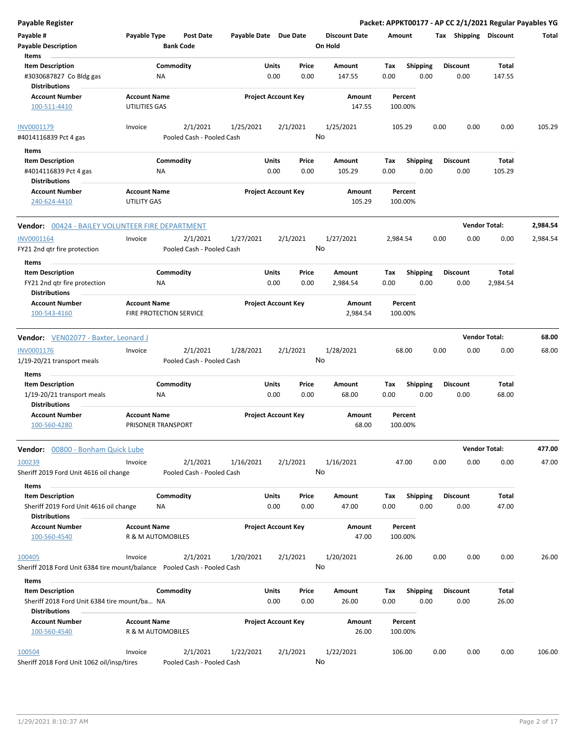**Payable Register** | **Packet: APPKT00177 - AP CC 2/1/2021 Regular Payables YG**

| Payable # | Payable Type | Post Date | Payable Date | Due Date | Discount Date | Amount | Tax | Shipping | Discount | Total |
|---|---|---|---|---|---|---|---|---|---|---|
| **Payable Description** | | **Bank Code** | | | **On Hold** | | | | | |

**Items**

| Item Description | Commodity | Units | Price | Amount | Tax | Shipping | Discount | Total |
|---|---|---|---|---|---|---|---|---|
| #3030687827 Co Bldg gas | NA | 0.00 | 0.00 | 147.55 | 0.00 | 0.00 | 0.00 | 147.55 |

**Distributions**

| Account Number | Account Name | Project Account Key | Amount | Percent |
|---|---|---|---|---|
| 100-511-4410 | UTILITIES GAS | | 147.55 | 100.00% |

| Payable # | Payable Type | Post Date | Payable Date | Due Date | Discount Date | Amount | Tax | Shipping | Discount | Total |
|---|---|---|---|---|---|---|---|---|---|---|
| INV0001179 | Invoice | 2/1/2021 | 1/25/2021 | 2/1/2021 | 1/25/2021 | 105.29 | 0.00 | 0.00 | 0.00 | 105.29 |
| #4014116839 Pct 4 gas | | Pooled Cash - Pooled Cash | | | No | | | | | |

**Items**

| Item Description | Commodity | Units | Price | Amount | Tax | Shipping | Discount | Total |
|---|---|---|---|---|---|---|---|---|
| #4014116839 Pct 4 gas | NA | 0.00 | 0.00 | 105.29 | 0.00 | 0.00 | 0.00 | 105.29 |

**Distributions**

| Account Number | Account Name | Project Account Key | Amount | Percent |
|---|---|---|---|---|
| 240-624-4410 | UTILITY GAS | | 105.29 | 100.00% |

**Vendor:** 00424 - BAILEY VOLUNTEER FIRE DEPARTMENT — **Vendor Total: 2,984.54**

| Payable # | Payable Type | Post Date | Payable Date | Due Date | Discount Date | Amount | Tax | Shipping | Discount | Total |
|---|---|---|---|---|---|---|---|---|---|---|
| INV0001164 | Invoice | 2/1/2021 | 1/27/2021 | 2/1/2021 | 1/27/2021 | 2,984.54 | 0.00 | 0.00 | 0.00 | 2,984.54 |
| FY21 2nd qtr fire protection | | Pooled Cash - Pooled Cash | | | No | | | | | |

**Items**

| Item Description | Commodity | Units | Price | Amount | Tax | Shipping | Discount | Total |
|---|---|---|---|---|---|---|---|---|
| FY21 2nd qtr fire protection | NA | 0.00 | 0.00 | 2,984.54 | 0.00 | 0.00 | 0.00 | 2,984.54 |

**Distributions**

| Account Number | Account Name | Project Account Key | Amount | Percent |
|---|---|---|---|---|
| 100-543-4160 | FIRE PROTECTION SERVICE | | 2,984.54 | 100.00% |

**Vendor:** VEN02077 - Baxter, Leonard J — **Vendor Total: 68.00**

| Payable # | Payable Type | Post Date | Payable Date | Due Date | Discount Date | Amount | Tax | Shipping | Discount | Total |
|---|---|---|---|---|---|---|---|---|---|---|
| INV0001176 | Invoice | 2/1/2021 | 1/28/2021 | 2/1/2021 | 1/28/2021 | 68.00 | 0.00 | 0.00 | 0.00 | 68.00 |
| 1/19-20/21 transport meals | | Pooled Cash - Pooled Cash | | | No | | | | | |

**Items**

| Item Description | Commodity | Units | Price | Amount | Tax | Shipping | Discount | Total |
|---|---|---|---|---|---|---|---|---|
| 1/19-20/21 transport meals | NA | 0.00 | 0.00 | 68.00 | 0.00 | 0.00 | 0.00 | 68.00 |

**Distributions**

| Account Number | Account Name | Project Account Key | Amount | Percent |
|---|---|---|---|---|
| 100-560-4280 | PRISONER TRANSPORT | | 68.00 | 100.00% |

**Vendor:** 00800 - Bonham Quick Lube — **Vendor Total: 477.00**

| Payable # | Payable Type | Post Date | Payable Date | Due Date | Discount Date | Amount | Tax | Shipping | Discount | Total |
|---|---|---|---|---|---|---|---|---|---|---|
| 100239 | Invoice | 2/1/2021 | 1/16/2021 | 2/1/2021 | 1/16/2021 | 47.00 | 0.00 | 0.00 | 0.00 | 47.00 |
| Sheriff 2019 Ford Unit 4616 oil change | | Pooled Cash - Pooled Cash | | | No | | | | | |

**Items**

| Item Description | Commodity | Units | Price | Amount | Tax | Shipping | Discount | Total |
|---|---|---|---|---|---|---|---|---|
| Sheriff 2019 Ford Unit 4616 oil change | NA | 0.00 | 0.00 | 47.00 | 0.00 | 0.00 | 0.00 | 47.00 |

**Distributions**

| Account Number | Account Name | Project Account Key | Amount | Percent |
|---|---|---|---|---|
| 100-560-4540 | R & M AUTOMOBILES | | 47.00 | 100.00% |

| Payable # | Payable Type | Post Date | Payable Date | Due Date | Discount Date | Amount | Tax | Shipping | Discount | Total |
|---|---|---|---|---|---|---|---|---|---|---|
| 100405 | Invoice | 2/1/2021 | 1/20/2021 | 2/1/2021 | 1/20/2021 | 26.00 | 0.00 | 0.00 | 0.00 | 26.00 |
| Sheriff 2018 Ford Unit 6384 tire mount/balance | | Pooled Cash - Pooled Cash | | | No | | | | | |

**Items**

| Item Description | Commodity | Units | Price | Amount | Tax | Shipping | Discount | Total |
|---|---|---|---|---|---|---|---|---|
| Sheriff 2018 Ford Unit 6384 tire mount/ba... | NA | 0.00 | 0.00 | 26.00 | 0.00 | 0.00 | 0.00 | 26.00 |

**Distributions**

| Account Number | Account Name | Project Account Key | Amount | Percent |
|---|---|---|---|---|
| 100-560-4540 | R & M AUTOMOBILES | | 26.00 | 100.00% |

| Payable # | Payable Type | Post Date | Payable Date | Due Date | Discount Date | Amount | Tax | Shipping | Discount | Total |
|---|---|---|---|---|---|---|---|---|---|---|
| 100504 | Invoice | 2/1/2021 | 1/22/2021 | 2/1/2021 | 1/22/2021 | 106.00 | 0.00 | 0.00 | 0.00 | 106.00 |
| Sheriff 2018 Ford Unit 1062 oil/insp/tires | | Pooled Cash - Pooled Cash | | | No | | | | | |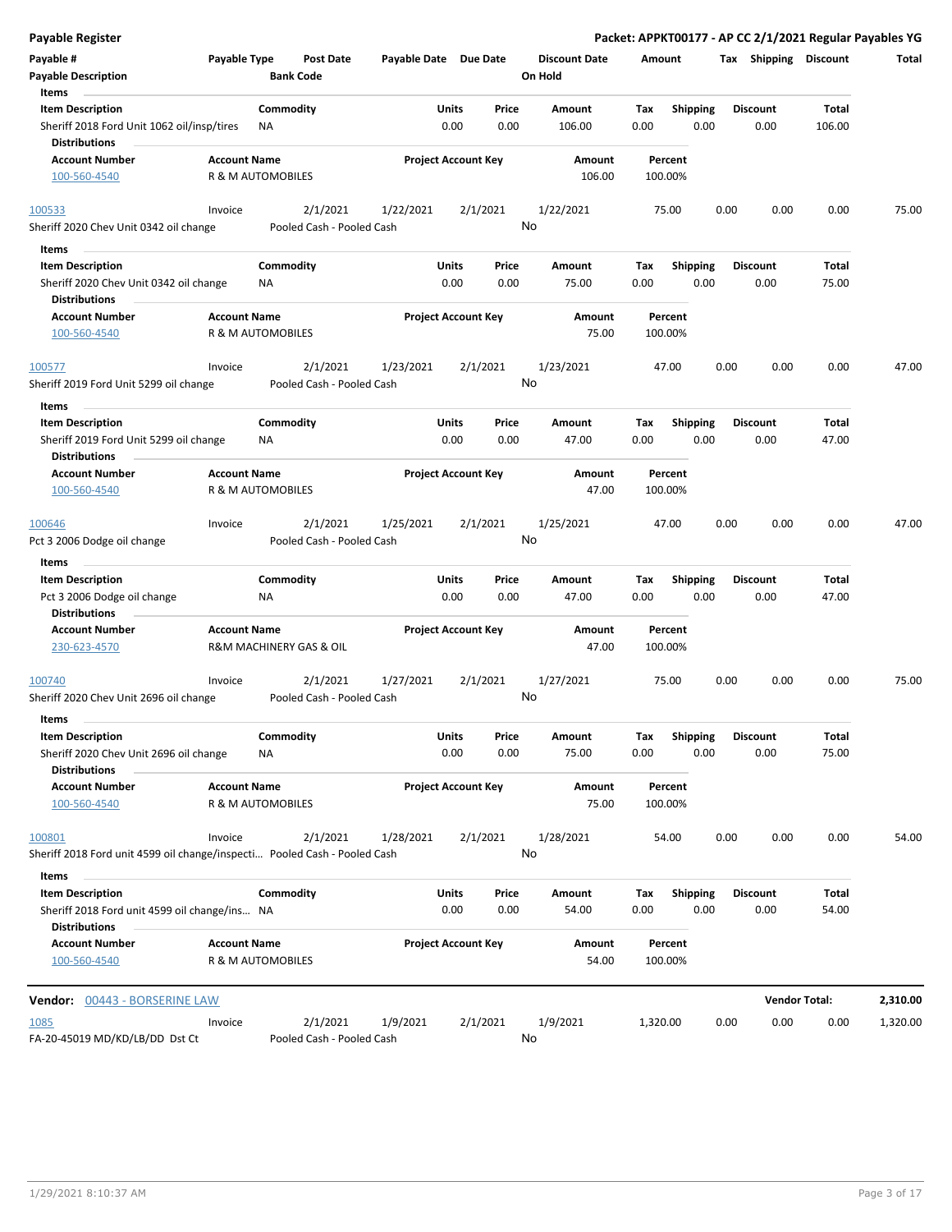**Payable Register** — Packet: APPKT00177 - AP CC 2/1/2021 Regular Payables YG

| Payable # | Payable Type | Post Date | Payable Date | Due Date | Discount Date | Amount | Tax | Shipping | Discount | Total |
|---|---|---|---|---|---|---|---|---|---|---|
| Payable Description | | Bank Code | | | On Hold | | | | | |

**Items**

| Item Description | Commodity | Units | Price | Amount | Tax | Shipping | Discount | Total |
|---|---|---|---|---|---|---|---|---|
| Sheriff 2018 Ford Unit 1062 oil/insp/tires | NA | 0.00 | 0.00 | 106.00 | 0.00 | 0.00 | 0.00 | 106.00 |

**Distributions**

| Account Number | Account Name | Project Account Key | Amount | Percent |
|---|---|---|---|---|
| 100-560-4540 | R & M AUTOMOBILES | | 106.00 | 100.00% |

| Payable # | Payable Type | Post Date | Payable Date | Due Date | Discount Date | Amount | Tax | Shipping | Discount | Total |
|---|---|---|---|---|---|---|---|---|---|---|
| 100533 | Invoice | 2/1/2021 | 1/22/2021 | 2/1/2021 | 1/22/2021 | 75.00 | 0.00 | 0.00 | 0.00 | 75.00 |
| Sheriff 2020 Chev Unit 0342 oil change | | Pooled Cash - Pooled Cash | | | No | | | | | |

**Items**

| Item Description | Commodity | Units | Price | Amount | Tax | Shipping | Discount | Total |
|---|---|---|---|---|---|---|---|---|
| Sheriff 2020 Chev Unit 0342 oil change | NA | 0.00 | 0.00 | 75.00 | 0.00 | 0.00 | 0.00 | 75.00 |

**Distributions**

| Account Number | Account Name | Project Account Key | Amount | Percent |
|---|---|---|---|---|
| 100-560-4540 | R & M AUTOMOBILES | | 75.00 | 100.00% |

| Payable # | Payable Type | Post Date | Payable Date | Due Date | Discount Date | Amount | Tax | Shipping | Discount | Total |
|---|---|---|---|---|---|---|---|---|---|---|
| 100577 | Invoice | 2/1/2021 | 1/23/2021 | 2/1/2021 | 1/23/2021 | 47.00 | 0.00 | 0.00 | 0.00 | 47.00 |
| Sheriff 2019 Ford Unit 5299 oil change | | Pooled Cash - Pooled Cash | | | No | | | | | |

**Items**

| Item Description | Commodity | Units | Price | Amount | Tax | Shipping | Discount | Total |
|---|---|---|---|---|---|---|---|---|
| Sheriff 2019 Ford Unit 5299 oil change | NA | 0.00 | 0.00 | 47.00 | 0.00 | 0.00 | 0.00 | 47.00 |

**Distributions**

| Account Number | Account Name | Project Account Key | Amount | Percent |
|---|---|---|---|---|
| 100-560-4540 | R & M AUTOMOBILES | | 47.00 | 100.00% |

| Payable # | Payable Type | Post Date | Payable Date | Due Date | Discount Date | Amount | Tax | Shipping | Discount | Total |
|---|---|---|---|---|---|---|---|---|---|---|
| 100646 | Invoice | 2/1/2021 | 1/25/2021 | 2/1/2021 | 1/25/2021 | 47.00 | 0.00 | 0.00 | 0.00 | 47.00 |
| Pct 3 2006 Dodge oil change | | Pooled Cash - Pooled Cash | | | No | | | | | |

**Items**

| Item Description | Commodity | Units | Price | Amount | Tax | Shipping | Discount | Total |
|---|---|---|---|---|---|---|---|---|
| Pct 3 2006 Dodge oil change | NA | 0.00 | 0.00 | 47.00 | 0.00 | 0.00 | 0.00 | 47.00 |

**Distributions**

| Account Number | Account Name | Project Account Key | Amount | Percent |
|---|---|---|---|---|
| 230-623-4570 | R&M MACHINERY GAS & OIL | | 47.00 | 100.00% |

| Payable # | Payable Type | Post Date | Payable Date | Due Date | Discount Date | Amount | Tax | Shipping | Discount | Total |
|---|---|---|---|---|---|---|---|---|---|---|
| 100740 | Invoice | 2/1/2021 | 1/27/2021 | 2/1/2021 | 1/27/2021 | 75.00 | 0.00 | 0.00 | 0.00 | 75.00 |
| Sheriff 2020 Chev Unit 2696 oil change | | Pooled Cash - Pooled Cash | | | No | | | | | |

**Items**

| Item Description | Commodity | Units | Price | Amount | Tax | Shipping | Discount | Total |
|---|---|---|---|---|---|---|---|---|
| Sheriff 2020 Chev Unit 2696 oil change | NA | 0.00 | 0.00 | 75.00 | 0.00 | 0.00 | 0.00 | 75.00 |

**Distributions**

| Account Number | Account Name | Project Account Key | Amount | Percent |
|---|---|---|---|---|
| 100-560-4540 | R & M AUTOMOBILES | | 75.00 | 100.00% |

| Payable # | Payable Type | Post Date | Payable Date | Due Date | Discount Date | Amount | Tax | Shipping | Discount | Total |
|---|---|---|---|---|---|---|---|---|---|---|
| 100801 | Invoice | 2/1/2021 | 1/28/2021 | 2/1/2021 | 1/28/2021 | 54.00 | 0.00 | 0.00 | 0.00 | 54.00 |
| Sheriff 2018 Ford unit 4599 oil change/inspecti… | | Pooled Cash - Pooled Cash | | | No | | | | | |

**Items**

| Item Description | Commodity | Units | Price | Amount | Tax | Shipping | Discount | Total |
|---|---|---|---|---|---|---|---|---|
| Sheriff 2018 Ford unit 4599 oil change/ins… | NA | 0.00 | 0.00 | 54.00 | 0.00 | 0.00 | 0.00 | 54.00 |

**Distributions**

| Account Number | Account Name | Project Account Key | Amount | Percent |
|---|---|---|---|---|
| 100-560-4540 | R & M AUTOMOBILES | | 54.00 | 100.00% |

**Vendor Total: 2,310.00**

**Vendor: 00443 - BORSERINE LAW**

| Payable # | Payable Type | Post Date | Payable Date | Due Date | Discount Date | Amount | Tax | Shipping | Discount | Total |
|---|---|---|---|---|---|---|---|---|---|---|
| 1085 | Invoice | 2/1/2021 | 1/9/2021 | 2/1/2021 | 1/9/2021 | 1,320.00 | 0.00 | 0.00 | 0.00 | 1,320.00 |
| FA-20-45019 MD/KD/LB/DD Dst Ct | | Pooled Cash - Pooled Cash | | | No | | | | | |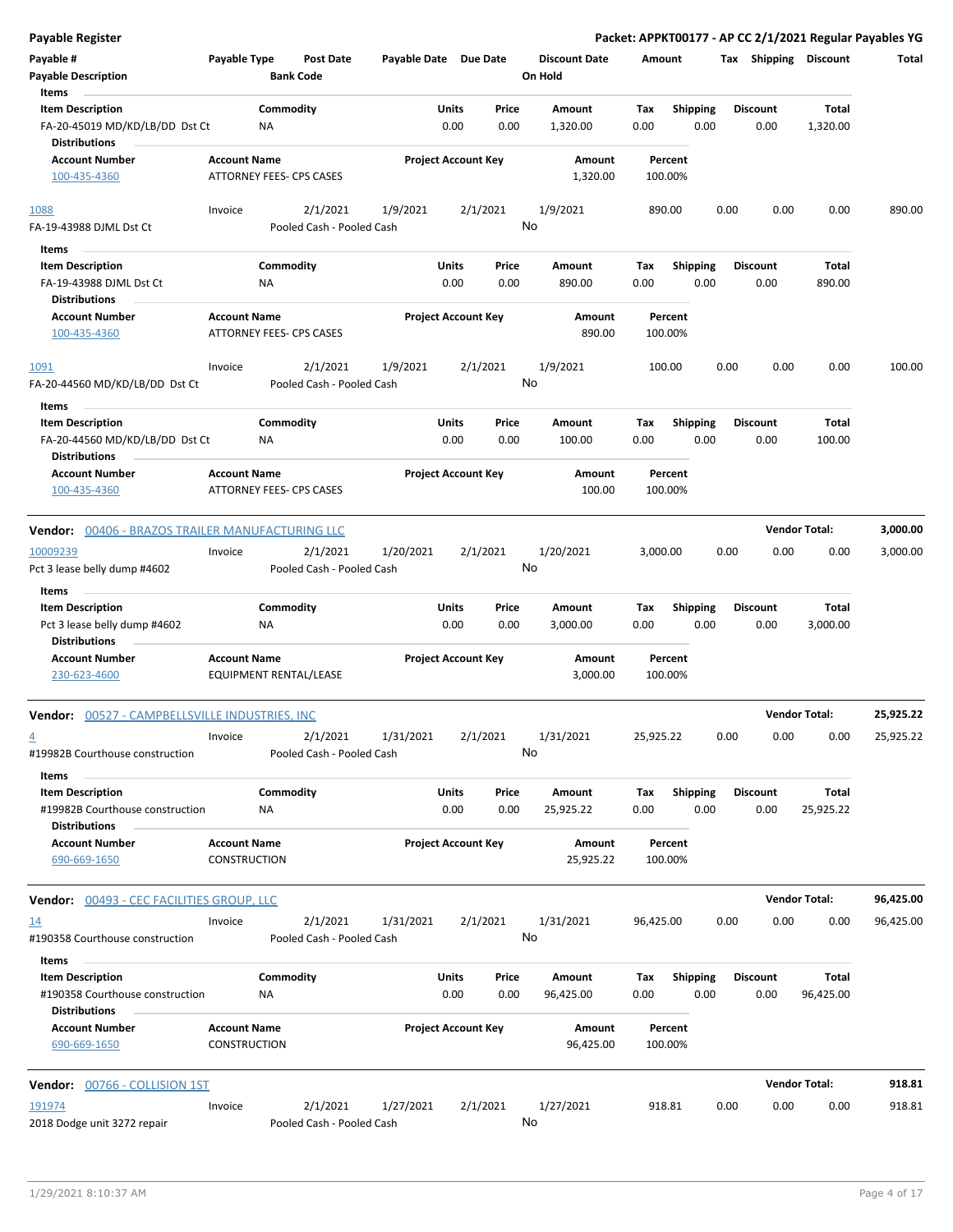**Payable Register** — **Packet: APPKT00177 - AP CC 2/1/2021 Regular Payables YG**

| Payable # / Payable Description | Payable Type | Post Date / Bank Code | Payable Date | Due Date | Discount Date / On Hold | Amount | Tax | Shipping | Discount | Total |
|---|---|---|---|---|---|---|---|---|---|---|

Items

| Item Description | Commodity | Units | Price | Amount | Tax | Shipping | Discount | Total |
|---|---|---|---|---|---|---|---|---|
| FA-20-45019 MD/KD/LB/DD Dst Ct | NA | 0.00 | 0.00 | 1,320.00 | 0.00 | 0.00 | 0.00 | 1,320.00 |

Distributions

| Account Number | Account Name | Project Account Key | Amount | Percent |
|---|---|---|---|---|
| 100-435-4360 | ATTORNEY FEES- CPS CASES | | 1,320.00 | 100.00% |

| Payable # | Payable Type | Post Date | Payable Date | Due Date | Discount Date | Amount | Tax | Shipping | Discount | Total |
|---|---|---|---|---|---|---|---|---|---|---|
| 1088 | Invoice | 2/1/2021 | 1/9/2021 | 2/1/2021 | 1/9/2021 | 890.00 | 0.00 | 0.00 | 0.00 | 890.00 |
| FA-19-43988 DJML Dst Ct | | Pooled Cash - Pooled Cash | | | No | | | | | |

Items

| Item Description | Commodity | Units | Price | Amount | Tax | Shipping | Discount | Total |
|---|---|---|---|---|---|---|---|---|
| FA-19-43988 DJML Dst Ct | NA | 0.00 | 0.00 | 890.00 | 0.00 | 0.00 | 0.00 | 890.00 |

Distributions

| Account Number | Account Name | Project Account Key | Amount | Percent |
|---|---|---|---|---|
| 100-435-4360 | ATTORNEY FEES- CPS CASES | | 890.00 | 100.00% |

| Payable # | Payable Type | Post Date | Payable Date | Due Date | Discount Date | Amount | Tax | Shipping | Discount | Total |
|---|---|---|---|---|---|---|---|---|---|---|
| 1091 | Invoice | 2/1/2021 | 1/9/2021 | 2/1/2021 | 1/9/2021 | 100.00 | 0.00 | 0.00 | 0.00 | 100.00 |
| FA-20-44560 MD/KD/LB/DD Dst Ct | | Pooled Cash - Pooled Cash | | | No | | | | | |

Items

| Item Description | Commodity | Units | Price | Amount | Tax | Shipping | Discount | Total |
|---|---|---|---|---|---|---|---|---|
| FA-20-44560 MD/KD/LB/DD Dst Ct | NA | 0.00 | 0.00 | 100.00 | 0.00 | 0.00 | 0.00 | 100.00 |

Distributions

| Account Number | Account Name | Project Account Key | Amount | Percent |
|---|---|---|---|---|
| 100-435-4360 | ATTORNEY FEES- CPS CASES | | 100.00 | 100.00% |

**Vendor: 00406 - BRAZOS TRAILER MANUFACTURING LLC** — **Vendor Total: 3,000.00**

| Payable # | Payable Type | Post Date | Payable Date | Due Date | Discount Date | Amount | Tax | Shipping | Discount | Total |
|---|---|---|---|---|---|---|---|---|---|---|
| 10009239 | Invoice | 2/1/2021 | 1/20/2021 | 2/1/2021 | 1/20/2021 | 3,000.00 | 0.00 | 0.00 | 0.00 | 3,000.00 |
| Pct 3 lease belly dump #4602 | | Pooled Cash - Pooled Cash | | | No | | | | | |

Items

| Item Description | Commodity | Units | Price | Amount | Tax | Shipping | Discount | Total |
|---|---|---|---|---|---|---|---|---|
| Pct 3 lease belly dump #4602 | NA | 0.00 | 0.00 | 3,000.00 | 0.00 | 0.00 | 0.00 | 3,000.00 |

Distributions

| Account Number | Account Name | Project Account Key | Amount | Percent |
|---|---|---|---|---|
| 230-623-4600 | EQUIPMENT RENTAL/LEASE | | 3,000.00 | 100.00% |

**Vendor: 00527 - CAMPBELLSVILLE INDUSTRIES, INC** — **Vendor Total: 25,925.22**

| Payable # | Payable Type | Post Date | Payable Date | Due Date | Discount Date | Amount | Tax | Shipping | Discount | Total |
|---|---|---|---|---|---|---|---|---|---|---|
| 4 | Invoice | 2/1/2021 | 1/31/2021 | 2/1/2021 | 1/31/2021 | 25,925.22 | 0.00 | 0.00 | 0.00 | 25,925.22 |
| #19982B Courthouse construction | | Pooled Cash - Pooled Cash | | | No | | | | | |

Items

| Item Description | Commodity | Units | Price | Amount | Tax | Shipping | Discount | Total |
|---|---|---|---|---|---|---|---|---|
| #19982B Courthouse construction | NA | 0.00 | 0.00 | 25,925.22 | 0.00 | 0.00 | 0.00 | 25,925.22 |

Distributions

| Account Number | Account Name | Project Account Key | Amount | Percent |
|---|---|---|---|---|
| 690-669-1650 | CONSTRUCTION | | 25,925.22 | 100.00% |

**Vendor: 00493 - CEC FACILITIES GROUP, LLC** — **Vendor Total: 96,425.00**

| Payable # | Payable Type | Post Date | Payable Date | Due Date | Discount Date | Amount | Tax | Shipping | Discount | Total |
|---|---|---|---|---|---|---|---|---|---|---|
| 14 | Invoice | 2/1/2021 | 1/31/2021 | 2/1/2021 | 1/31/2021 | 96,425.00 | 0.00 | 0.00 | 0.00 | 96,425.00 |
| #190358 Courthouse construction | | Pooled Cash - Pooled Cash | | | No | | | | | |

Items

| Item Description | Commodity | Units | Price | Amount | Tax | Shipping | Discount | Total |
|---|---|---|---|---|---|---|---|---|
| #190358 Courthouse construction | NA | 0.00 | 0.00 | 96,425.00 | 0.00 | 0.00 | 0.00 | 96,425.00 |

Distributions

| Account Number | Account Name | Project Account Key | Amount | Percent |
|---|---|---|---|---|
| 690-669-1650 | CONSTRUCTION | | 96,425.00 | 100.00% |

**Vendor: 00766 - COLLISION 1ST** — **Vendor Total: 918.81**

| Payable # | Payable Type | Post Date | Payable Date | Due Date | Discount Date | Amount | Tax | Shipping | Discount | Total |
|---|---|---|---|---|---|---|---|---|---|---|
| 191974 | Invoice | 2/1/2021 | 1/27/2021 | 2/1/2021 | 1/27/2021 | 918.81 | 0.00 | 0.00 | 0.00 | 918.81 |
| 2018 Dodge unit 3272 repair | | Pooled Cash - Pooled Cash | | | No | | | | | |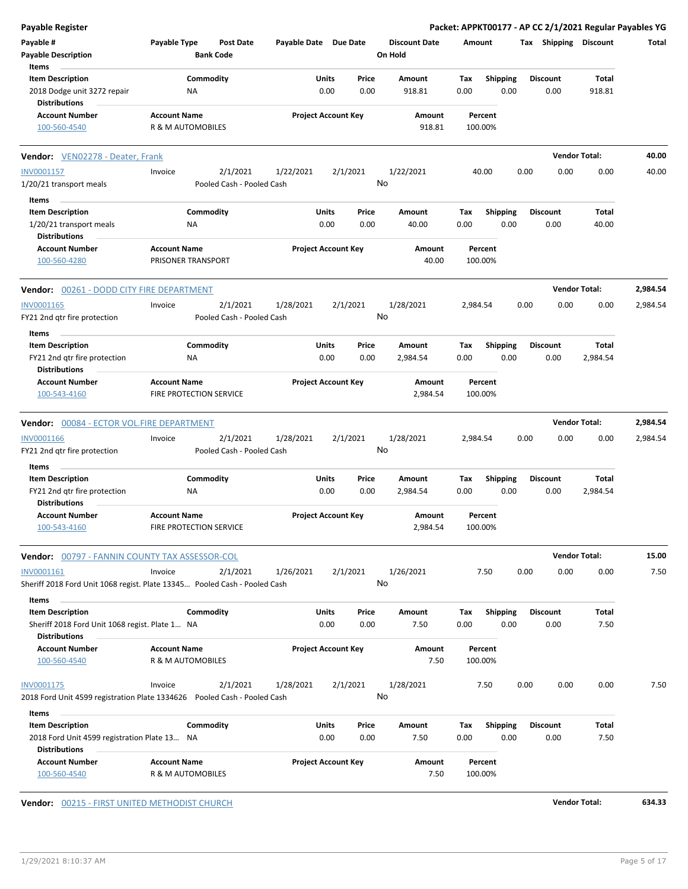**Payable Register** — **Packet: APPKT00177 - AP CC 2/1/2021 Regular Payables YG**

| Payable # | Payable Type | Post Date | Payable Date | Due Date | Discount Date | Amount | Tax | Shipping | Discount | Total |
|---|---|---|---|---|---|---|---|---|---|---|
| Payable Description | | Bank Code | | | On Hold | | | | | |

**Items**

| Item Description | Commodity | Units | Price | Amount | Tax | Shipping | Discount | Total |
|---|---|---|---|---|---|---|---|---|
| 2018 Dodge unit 3272 repair | NA | 0.00 | 0.00 | 918.81 | 0.00 | 0.00 | 0.00 | 918.81 |

**Distributions**

| Account Number | Account Name | Project Account Key | Amount | Percent |
|---|---|---|---|---|
| 100-560-4540 | R & M AUTOMOBILES | | 918.81 | 100.00% |

---

**Vendor:** VEN02278 - Deater, Frank — **Vendor Total: 40.00**

| Payable # | Payable Type | Post Date | Payable Date | Due Date | Discount Date | Amount | Tax | Shipping | Discount | Total |
|---|---|---|---|---|---|---|---|---|---|---|
| INV0001157 | Invoice | 2/1/2021 | 1/22/2021 | 2/1/2021 | 1/22/2021 | 40.00 | 0.00 | 0.00 | 0.00 | 40.00 |
| 1/20/21 transport meals | | Pooled Cash - Pooled Cash | | | No | | | | | |

**Items**

| Item Description | Commodity | Units | Price | Amount | Tax | Shipping | Discount | Total |
|---|---|---|---|---|---|---|---|---|
| 1/20/21 transport meals | NA | 0.00 | 0.00 | 40.00 | 0.00 | 0.00 | 0.00 | 40.00 |

**Distributions**

| Account Number | Account Name | Project Account Key | Amount | Percent |
|---|---|---|---|---|
| 100-560-4280 | PRISONER TRANSPORT | | 40.00 | 100.00% |

---

**Vendor:** 00261 - DODD CITY FIRE DEPARTMENT — **Vendor Total: 2,984.54**

| Payable # | Payable Type | Post Date | Payable Date | Due Date | Discount Date | Amount | Tax | Shipping | Discount | Total |
|---|---|---|---|---|---|---|---|---|---|---|
| INV0001165 | Invoice | 2/1/2021 | 1/28/2021 | 2/1/2021 | 1/28/2021 | 2,984.54 | 0.00 | 0.00 | 0.00 | 2,984.54 |
| FY21 2nd qtr fire protection | | Pooled Cash - Pooled Cash | | | No | | | | | |

**Items**

| Item Description | Commodity | Units | Price | Amount | Tax | Shipping | Discount | Total |
|---|---|---|---|---|---|---|---|---|
| FY21 2nd qtr fire protection | NA | 0.00 | 0.00 | 2,984.54 | 0.00 | 0.00 | 0.00 | 2,984.54 |

**Distributions**

| Account Number | Account Name | Project Account Key | Amount | Percent |
|---|---|---|---|---|
| 100-543-4160 | FIRE PROTECTION SERVICE | | 2,984.54 | 100.00% |

---

**Vendor:** 00084 - ECTOR VOL.FIRE DEPARTMENT — **Vendor Total: 2,984.54**

| Payable # | Payable Type | Post Date | Payable Date | Due Date | Discount Date | Amount | Tax | Shipping | Discount | Total |
|---|---|---|---|---|---|---|---|---|---|---|
| INV0001166 | Invoice | 2/1/2021 | 1/28/2021 | 2/1/2021 | 1/28/2021 | 2,984.54 | 0.00 | 0.00 | 0.00 | 2,984.54 |
| FY21 2nd qtr fire protection | | Pooled Cash - Pooled Cash | | | No | | | | | |

**Items**

| Item Description | Commodity | Units | Price | Amount | Tax | Shipping | Discount | Total |
|---|---|---|---|---|---|---|---|---|
| FY21 2nd qtr fire protection | NA | 0.00 | 0.00 | 2,984.54 | 0.00 | 0.00 | 0.00 | 2,984.54 |

**Distributions**

| Account Number | Account Name | Project Account Key | Amount | Percent |
|---|---|---|---|---|
| 100-543-4160 | FIRE PROTECTION SERVICE | | 2,984.54 | 100.00% |

---

**Vendor:** 00797 - FANNIN COUNTY TAX ASSESSOR-COL — **Vendor Total: 15.00**

| Payable # | Payable Type | Post Date | Payable Date | Due Date | Discount Date | Amount | Tax | Shipping | Discount | Total |
|---|---|---|---|---|---|---|---|---|---|---|
| INV0001161 | Invoice | 2/1/2021 | 1/26/2021 | 2/1/2021 | 1/26/2021 | 7.50 | 0.00 | 0.00 | 0.00 | 7.50 |
| Sheriff 2018 Ford Unit 1068 regist. Plate 13345... | | Pooled Cash - Pooled Cash | | | No | | | | | |

**Items**

| Item Description | Commodity | Units | Price | Amount | Tax | Shipping | Discount | Total |
|---|---|---|---|---|---|---|---|---|
| Sheriff 2018 Ford Unit 1068 regist. Plate 1... | NA | 0.00 | 0.00 | 7.50 | 0.00 | 0.00 | 0.00 | 7.50 |

**Distributions**

| Account Number | Account Name | Project Account Key | Amount | Percent |
|---|---|---|---|---|
| 100-560-4540 | R & M AUTOMOBILES | | 7.50 | 100.00% |

| Payable # | Payable Type | Post Date | Payable Date | Due Date | Discount Date | Amount | Tax | Shipping | Discount | Total |
|---|---|---|---|---|---|---|---|---|---|---|
| INV0001175 | Invoice | 2/1/2021 | 1/28/2021 | 2/1/2021 | 1/28/2021 | 7.50 | 0.00 | 0.00 | 0.00 | 7.50 |
| 2018 Ford Unit 4599 registration Plate 1334626 | | Pooled Cash - Pooled Cash | | | No | | | | | |

**Items**

| Item Description | Commodity | Units | Price | Amount | Tax | Shipping | Discount | Total |
|---|---|---|---|---|---|---|---|---|
| 2018 Ford Unit 4599 registration Plate 13... | NA | 0.00 | 0.00 | 7.50 | 0.00 | 0.00 | 0.00 | 7.50 |

**Distributions**

| Account Number | Account Name | Project Account Key | Amount | Percent |
|---|---|---|---|---|
| 100-560-4540 | R & M AUTOMOBILES | | 7.50 | 100.00% |

---

**Vendor:** 00215 - FIRST UNITED METHODIST CHURCH — **Vendor Total: 634.33**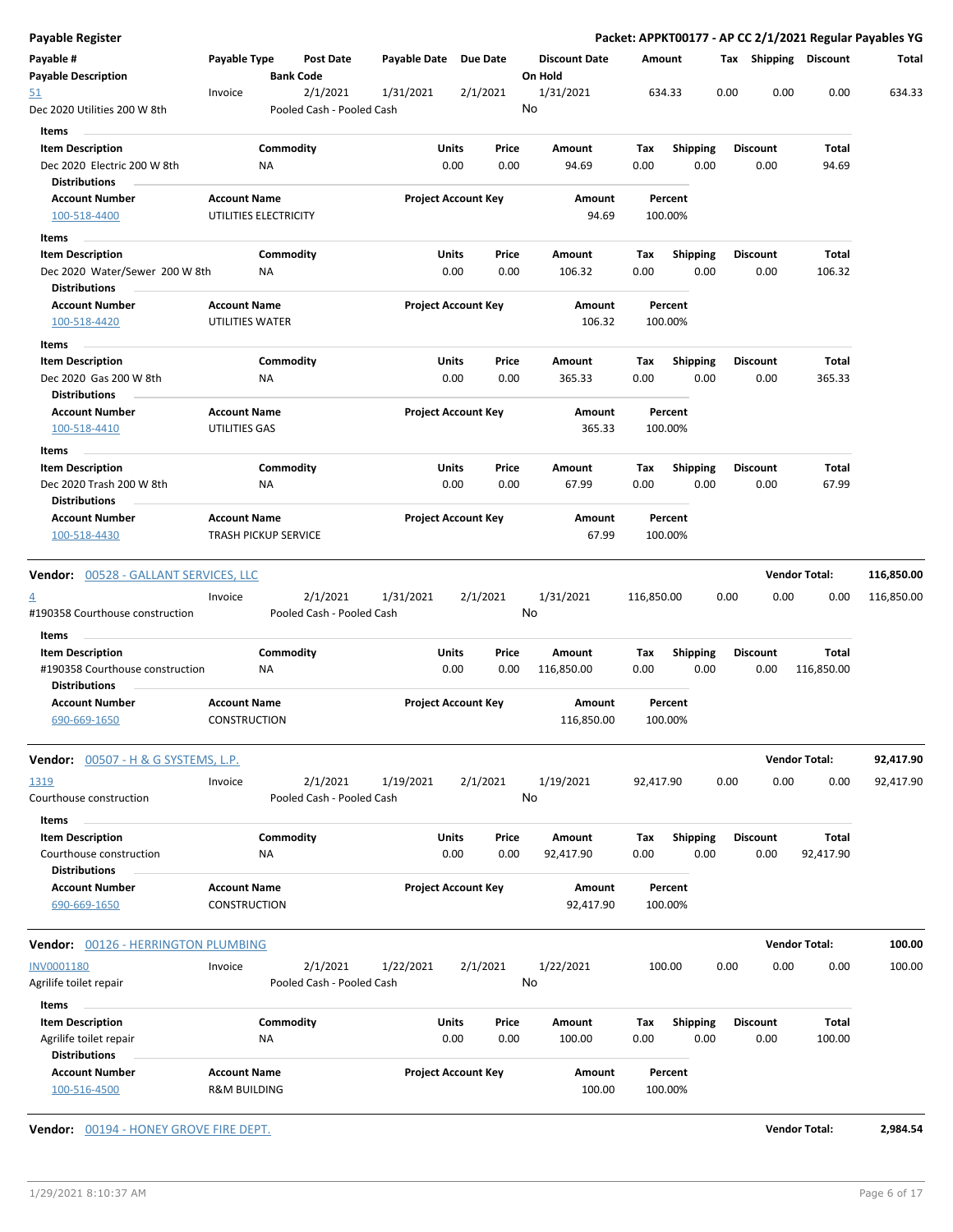**Payable Register** — **Packet: APPKT00177 - AP CC 2/1/2021 Regular Payables YG**

| Payable # | Payable Type | Post Date | Payable Date | Due Date | Discount Date | Amount | Tax | Shipping | Discount | Total |
|---|---|---|---|---|---|---|---|---|---|---|
| **Payable Description** | | **Bank Code** | | | **On Hold** | | | | | |
| 51 | Invoice | 2/1/2021 | 1/31/2021 | 2/1/2021 | 1/31/2021 | 634.33 | 0.00 | 0.00 | 0.00 | 634.33 |
| Dec 2020 Utilities 200 W 8th | | Pooled Cash - Pooled Cash | | | No | | | | | |

**Items**

| Item Description | Commodity | Units | Price | Amount | Tax | Shipping | Discount | Total |
|---|---|---|---|---|---|---|---|---|
| Dec 2020 Electric 200 W 8th | NA | 0.00 | 0.00 | 94.69 | 0.00 | 0.00 | 0.00 | 94.69 |

**Distributions**

| Account Number | Account Name | Project Account Key | Amount | Percent |
|---|---|---|---|---|
| 100-518-4400 | UTILITIES ELECTRICITY | | 94.69 | 100.00% |

**Items**

| Item Description | Commodity | Units | Price | Amount | Tax | Shipping | Discount | Total |
|---|---|---|---|---|---|---|---|---|
| Dec 2020 Water/Sewer 200 W 8th | NA | 0.00 | 0.00 | 106.32 | 0.00 | 0.00 | 0.00 | 106.32 |

**Distributions**

| Account Number | Account Name | Project Account Key | Amount | Percent |
|---|---|---|---|---|
| 100-518-4420 | UTILITIES WATER | | 106.32 | 100.00% |

**Items**

| Item Description | Commodity | Units | Price | Amount | Tax | Shipping | Discount | Total |
|---|---|---|---|---|---|---|---|---|
| Dec 2020 Gas 200 W 8th | NA | 0.00 | 0.00 | 365.33 | 0.00 | 0.00 | 0.00 | 365.33 |

**Distributions**

| Account Number | Account Name | Project Account Key | Amount | Percent |
|---|---|---|---|---|
| 100-518-4410 | UTILITIES GAS | | 365.33 | 100.00% |

**Items**

| Item Description | Commodity | Units | Price | Amount | Tax | Shipping | Discount | Total |
|---|---|---|---|---|---|---|---|---|
| Dec 2020 Trash 200 W 8th | NA | 0.00 | 0.00 | 67.99 | 0.00 | 0.00 | 0.00 | 67.99 |

**Distributions**

| Account Number | Account Name | Project Account Key | Amount | Percent |
|---|---|---|---|---|
| 100-518-4430 | TRASH PICKUP SERVICE | | 67.99 | 100.00% |

---

**Vendor: 00528 - GALLANT SERVICES, LLC** — **Vendor Total: 116,850.00**

| Payable # | Payable Type | Post Date | Payable Date | Due Date | Discount Date | Amount | Tax | Shipping | Discount | Total |
|---|---|---|---|---|---|---|---|---|---|---|
| 4 | Invoice | 2/1/2021 | 1/31/2021 | 2/1/2021 | 1/31/2021 | 116,850.00 | 0.00 | 0.00 | 0.00 | 116,850.00 |
| #190358 Courthouse construction | | Pooled Cash - Pooled Cash | | | No | | | | | |

**Items**

| Item Description | Commodity | Units | Price | Amount | Tax | Shipping | Discount | Total |
|---|---|---|---|---|---|---|---|---|
| #190358 Courthouse construction | NA | 0.00 | 0.00 | 116,850.00 | 0.00 | 0.00 | 0.00 | 116,850.00 |

**Distributions**

| Account Number | Account Name | Project Account Key | Amount | Percent |
|---|---|---|---|---|
| 690-669-1650 | CONSTRUCTION | | 116,850.00 | 100.00% |

---

**Vendor: 00507 - H & G SYSTEMS, L.P.** — **Vendor Total: 92,417.90**

| Payable # | Payable Type | Post Date | Payable Date | Due Date | Discount Date | Amount | Tax | Shipping | Discount | Total |
|---|---|---|---|---|---|---|---|---|---|---|
| 1319 | Invoice | 2/1/2021 | 1/19/2021 | 2/1/2021 | 1/19/2021 | 92,417.90 | 0.00 | 0.00 | 0.00 | 92,417.90 |
| Courthouse construction | | Pooled Cash - Pooled Cash | | | No | | | | | |

**Items**

| Item Description | Commodity | Units | Price | Amount | Tax | Shipping | Discount | Total |
|---|---|---|---|---|---|---|---|---|
| Courthouse construction | NA | 0.00 | 0.00 | 92,417.90 | 0.00 | 0.00 | 0.00 | 92,417.90 |

**Distributions**

| Account Number | Account Name | Project Account Key | Amount | Percent |
|---|---|---|---|---|
| 690-669-1650 | CONSTRUCTION | | 92,417.90 | 100.00% |

---

**Vendor: 00126 - HERRINGTON PLUMBING** — **Vendor Total: 100.00**

| Payable # | Payable Type | Post Date | Payable Date | Due Date | Discount Date | Amount | Tax | Shipping | Discount | Total |
|---|---|---|---|---|---|---|---|---|---|---|
| INV0001180 | Invoice | 2/1/2021 | 1/22/2021 | 2/1/2021 | 1/22/2021 | 100.00 | 0.00 | 0.00 | 0.00 | 100.00 |
| Agrilife toilet repair | | Pooled Cash - Pooled Cash | | | No | | | | | |

**Items**

| Item Description | Commodity | Units | Price | Amount | Tax | Shipping | Discount | Total |
|---|---|---|---|---|---|---|---|---|
| Agrilife toilet repair | NA | 0.00 | 0.00 | 100.00 | 0.00 | 0.00 | 0.00 | 100.00 |

**Distributions**

| Account Number | Account Name | Project Account Key | Amount | Percent |
|---|---|---|---|---|
| 100-516-4500 | R&M BUILDING | | 100.00 | 100.00% |

---

**Vendor: 00194 - HONEY GROVE FIRE DEPT.** — **Vendor Total: 2,984.54**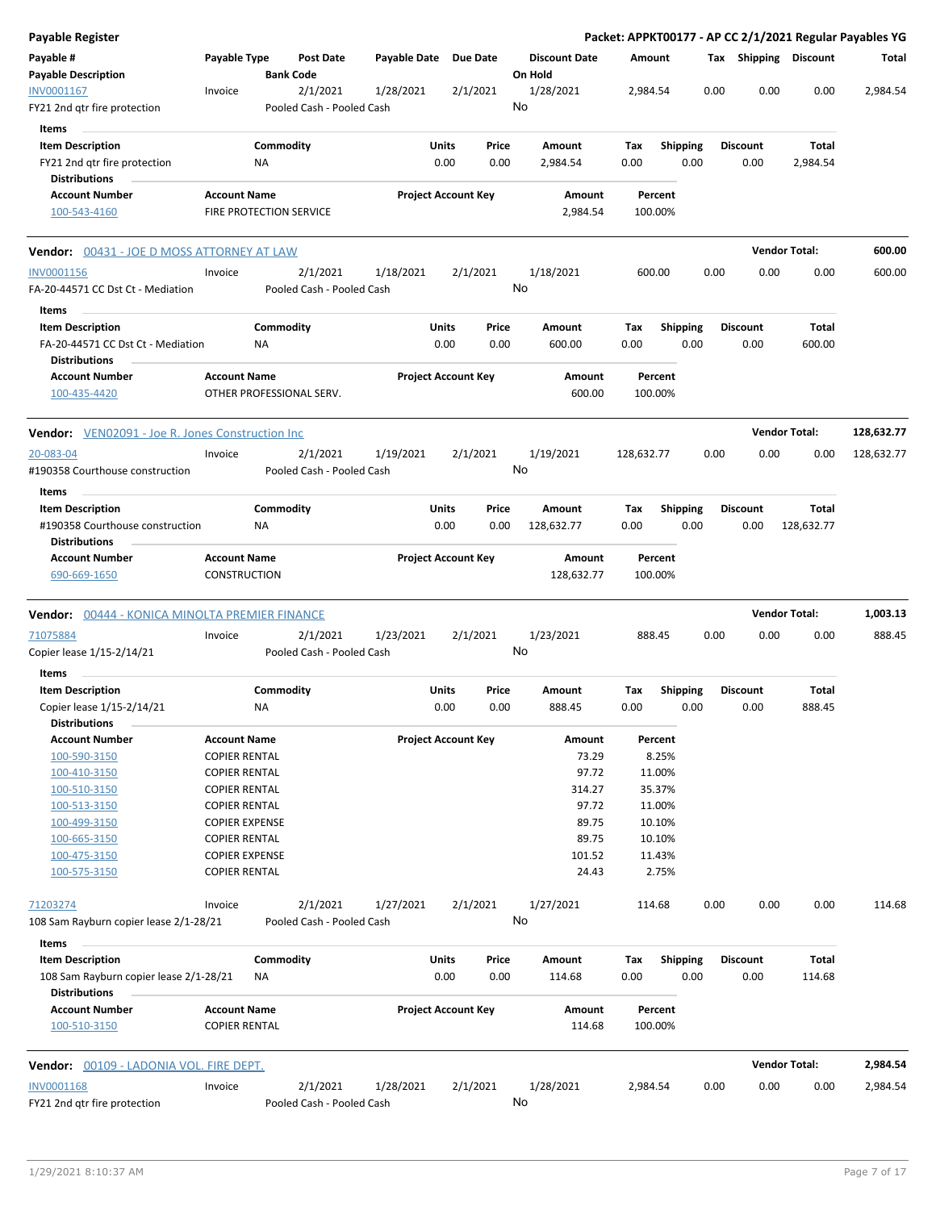**Payable Register** — **Packet: APPKT00177 - AP CC 2/1/2021 Regular Payables YG**

| Payable # / Payable Description | Payable Type | Post Date / Bank Code | Payable Date | Due Date | Discount Date / On Hold | Amount | Tax | Shipping | Discount | Total |
|---|---|---|---|---|---|---|---|---|---|---|
| INV0001167 / FY21 2nd qtr fire protection | Invoice | 2/1/2021 / Pooled Cash - Pooled Cash | 1/28/2021 | 2/1/2021 | 1/28/2021 / No | 2,984.54 | 0.00 | 0.00 | 0.00 | 2,984.54 |

**Items**

| Item Description | Commodity | Units | Price | Amount | Tax | Shipping | Discount | Total |
|---|---|---|---|---|---|---|---|---|
| FY21 2nd qtr fire protection | NA | 0.00 | 0.00 | 2,984.54 | 0.00 | 0.00 | 0.00 | 2,984.54 |

**Distributions**

| Account Number | Account Name | Project Account Key | Amount | Percent |
|---|---|---|---|---|
| 100-543-4160 | FIRE PROTECTION SERVICE | | 2,984.54 | 100.00% |

**Vendor: 00431 - JOE D MOSS ATTORNEY AT LAW** — **Vendor Total: 600.00**

| Payable # / Payable Description | Payable Type | Post Date / Bank Code | Payable Date | Due Date | Discount Date / On Hold | Amount | Tax | Shipping | Discount | Total |
|---|---|---|---|---|---|---|---|---|---|---|
| INV0001156 / FA-20-44571 CC Dst Ct - Mediation | Invoice | 2/1/2021 / Pooled Cash - Pooled Cash | 1/18/2021 | 2/1/2021 | 1/18/2021 / No | 600.00 | 0.00 | 0.00 | 0.00 | 600.00 |

**Items**

| Item Description | Commodity | Units | Price | Amount | Tax | Shipping | Discount | Total |
|---|---|---|---|---|---|---|---|---|
| FA-20-44571 CC Dst Ct - Mediation | NA | 0.00 | 0.00 | 600.00 | 0.00 | 0.00 | 0.00 | 600.00 |

**Distributions**

| Account Number | Account Name | Project Account Key | Amount | Percent |
|---|---|---|---|---|
| 100-435-4420 | OTHER PROFESSIONAL SERV. | | 600.00 | 100.00% |

**Vendor: VEN02091 - Joe R. Jones Construction Inc** — **Vendor Total: 128,632.77**

| Payable # / Payable Description | Payable Type | Post Date / Bank Code | Payable Date | Due Date | Discount Date / On Hold | Amount | Tax | Shipping | Discount | Total |
|---|---|---|---|---|---|---|---|---|---|---|
| 20-083-04 / #190358 Courthouse construction | Invoice | 2/1/2021 / Pooled Cash - Pooled Cash | 1/19/2021 | 2/1/2021 | 1/19/2021 / No | 128,632.77 | 0.00 | 0.00 | 0.00 | 128,632.77 |

**Items**

| Item Description | Commodity | Units | Price | Amount | Tax | Shipping | Discount | Total |
|---|---|---|---|---|---|---|---|---|
| #190358 Courthouse construction | NA | 0.00 | 0.00 | 128,632.77 | 0.00 | 0.00 | 0.00 | 128,632.77 |

**Distributions**

| Account Number | Account Name | Project Account Key | Amount | Percent |
|---|---|---|---|---|
| 690-669-1650 | CONSTRUCTION | | 128,632.77 | 100.00% |

**Vendor: 00444 - KONICA MINOLTA PREMIER FINANCE** — **Vendor Total: 1,003.13**

| Payable # / Payable Description | Payable Type | Post Date / Bank Code | Payable Date | Due Date | Discount Date / On Hold | Amount | Tax | Shipping | Discount | Total |
|---|---|---|---|---|---|---|---|---|---|---|
| 71075884 / Copier lease 1/15-2/14/21 | Invoice | 2/1/2021 / Pooled Cash - Pooled Cash | 1/23/2021 | 2/1/2021 | 1/23/2021 / No | 888.45 | 0.00 | 0.00 | 0.00 | 888.45 |

**Items**

| Item Description | Commodity | Units | Price | Amount | Tax | Shipping | Discount | Total |
|---|---|---|---|---|---|---|---|---|
| Copier lease 1/15-2/14/21 | NA | 0.00 | 0.00 | 888.45 | 0.00 | 0.00 | 0.00 | 888.45 |

**Distributions**

| Account Number | Account Name | Project Account Key | Amount | Percent |
|---|---|---|---|---|
| 100-590-3150 | COPIER RENTAL | | 73.29 | 8.25% |
| 100-410-3150 | COPIER RENTAL | | 97.72 | 11.00% |
| 100-510-3150 | COPIER RENTAL | | 314.27 | 35.37% |
| 100-513-3150 | COPIER RENTAL | | 97.72 | 11.00% |
| 100-499-3150 | COPIER EXPENSE | | 89.75 | 10.10% |
| 100-665-3150 | COPIER RENTAL | | 89.75 | 10.10% |
| 100-475-3150 | COPIER EXPENSE | | 101.52 | 11.43% |
| 100-575-3150 | COPIER RENTAL | | 24.43 | 2.75% |

| Payable # / Payable Description | Payable Type | Post Date / Bank Code | Payable Date | Due Date | Discount Date / On Hold | Amount | Tax | Shipping | Discount | Total |
|---|---|---|---|---|---|---|---|---|---|---|
| 71203274 / 108 Sam Rayburn copier lease 2/1-28/21 | Invoice | 2/1/2021 / Pooled Cash - Pooled Cash | 1/27/2021 | 2/1/2021 | 1/27/2021 / No | 114.68 | 0.00 | 0.00 | 0.00 | 114.68 |

**Items**

| Item Description | Commodity | Units | Price | Amount | Tax | Shipping | Discount | Total |
|---|---|---|---|---|---|---|---|---|
| 108 Sam Rayburn copier lease 2/1-28/21 | NA | 0.00 | 0.00 | 114.68 | 0.00 | 0.00 | 0.00 | 114.68 |

**Distributions**

| Account Number | Account Name | Project Account Key | Amount | Percent |
|---|---|---|---|---|
| 100-510-3150 | COPIER RENTAL | | 114.68 | 100.00% |

**Vendor: 00109 - LADONIA VOL. FIRE DEPT.** — **Vendor Total: 2,984.54**

| Payable # / Payable Description | Payable Type | Post Date / Bank Code | Payable Date | Due Date | Discount Date / On Hold | Amount | Tax | Shipping | Discount | Total |
|---|---|---|---|---|---|---|---|---|---|---|
| INV0001168 / FY21 2nd qtr fire protection | Invoice | 2/1/2021 / Pooled Cash - Pooled Cash | 1/28/2021 | 2/1/2021 | 1/28/2021 / No | 2,984.54 | 0.00 | 0.00 | 0.00 | 2,984.54 |

1/29/2021 8:10:37 AM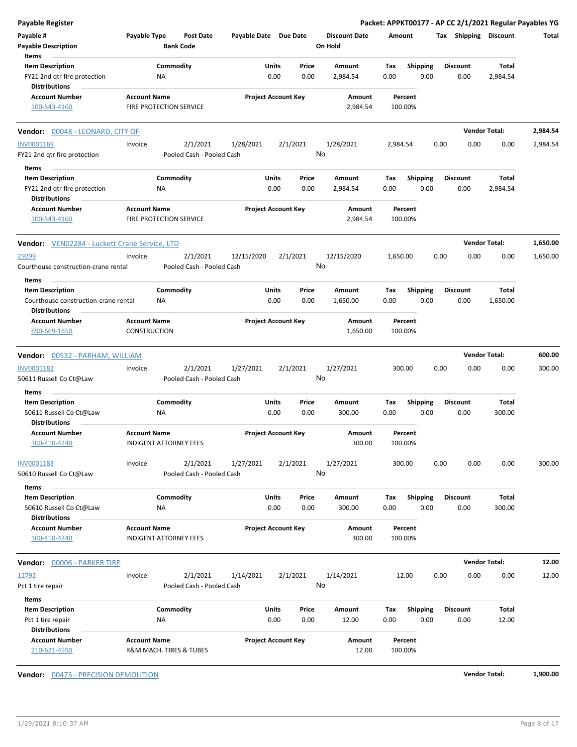**Payable Register** — **Packet: APPKT00177 - AP CC 2/1/2021 Regular Payables YG**

| Payable # | Payable Type | Post Date | Payable Date | Due Date | Discount Date | Amount | Tax | Shipping | Discount | Total |
|---|---|---|---|---|---|---|---|---|---|---|
| **Payable Description** | | **Bank Code** | | | **On Hold** | | | | | |

**Items**

| Item Description | Commodity | Units | Price | Amount | Tax | Shipping | Discount | Total |
|---|---|---|---|---|---|---|---|---|
| FY21 2nd qtr fire protection | NA | 0.00 | 0.00 | 2,984.54 | 0.00 | 0.00 | 0.00 | 2,984.54 |

**Distributions**

| Account Number | Account Name | Project Account Key | Amount | Percent |
|---|---|---|---|---|
| 100-543-4160 | FIRE PROTECTION SERVICE | | 2,984.54 | 100.00% |

---

**Vendor: 00048 - LEONARD, CITY OF** — **Vendor Total: 2,984.54**

| Payable # | Payable Type | Post Date | Payable Date | Due Date | Discount Date | Amount | Tax | Shipping | Discount | Total |
|---|---|---|---|---|---|---|---|---|---|---|
| INV0001169 | Invoice | 2/1/2021 | 1/28/2021 | 2/1/2021 | 1/28/2021 | 2,984.54 | 0.00 | 0.00 | 0.00 | 2,984.54 |
| FY21 2nd qtr fire protection | | Pooled Cash - Pooled Cash | | | No | | | | | |

**Items**

| Item Description | Commodity | Units | Price | Amount | Tax | Shipping | Discount | Total |
|---|---|---|---|---|---|---|---|---|
| FY21 2nd qtr fire protection | NA | 0.00 | 0.00 | 2,984.54 | 0.00 | 0.00 | 0.00 | 2,984.54 |

**Distributions**

| Account Number | Account Name | Project Account Key | Amount | Percent |
|---|---|---|---|---|
| 100-543-4160 | FIRE PROTECTION SERVICE | | 2,984.54 | 100.00% |

---

**Vendor: VEN02284 - Luckett Crane Service, LTD** — **Vendor Total: 1,650.00**

| Payable # | Payable Type | Post Date | Payable Date | Due Date | Discount Date | Amount | Tax | Shipping | Discount | Total |
|---|---|---|---|---|---|---|---|---|---|---|
| 29299 | Invoice | 2/1/2021 | 12/15/2020 | 2/1/2021 | 12/15/2020 | 1,650.00 | 0.00 | 0.00 | 0.00 | 1,650.00 |
| Courthouse construction-crane rental | | Pooled Cash - Pooled Cash | | | No | | | | | |

**Items**

| Item Description | Commodity | Units | Price | Amount | Tax | Shipping | Discount | Total |
|---|---|---|---|---|---|---|---|---|
| Courthouse construction-crane rental | NA | 0.00 | 0.00 | 1,650.00 | 0.00 | 0.00 | 0.00 | 1,650.00 |

**Distributions**

| Account Number | Account Name | Project Account Key | Amount | Percent |
|---|---|---|---|---|
| 690-669-1650 | CONSTRUCTION | | 1,650.00 | 100.00% |

---

**Vendor: 00532 - PARHAM, WILLIAM** — **Vendor Total: 600.00**

| Payable # | Payable Type | Post Date | Payable Date | Due Date | Discount Date | Amount | Tax | Shipping | Discount | Total |
|---|---|---|---|---|---|---|---|---|---|---|
| INV0001182 | Invoice | 2/1/2021 | 1/27/2021 | 2/1/2021 | 1/27/2021 | 300.00 | 0.00 | 0.00 | 0.00 | 300.00 |
| 50611 Russell Co Ct@Law | | Pooled Cash - Pooled Cash | | | No | | | | | |

**Items**

| Item Description | Commodity | Units | Price | Amount | Tax | Shipping | Discount | Total |
|---|---|---|---|---|---|---|---|---|
| 50611 Russell Co Ct@Law | NA | 0.00 | 0.00 | 300.00 | 0.00 | 0.00 | 0.00 | 300.00 |

**Distributions**

| Account Number | Account Name | Project Account Key | Amount | Percent |
|---|---|---|---|---|
| 100-410-4240 | INDIGENT ATTORNEY FEES | | 300.00 | 100.00% |

| Payable # | Payable Type | Post Date | Payable Date | Due Date | Discount Date | Amount | Tax | Shipping | Discount | Total |
|---|---|---|---|---|---|---|---|---|---|---|
| INV0001183 | Invoice | 2/1/2021 | 1/27/2021 | 2/1/2021 | 1/27/2021 | 300.00 | 0.00 | 0.00 | 0.00 | 300.00 |
| 50610 Russell Co Ct@Law | | Pooled Cash - Pooled Cash | | | No | | | | | |

**Items**

| Item Description | Commodity | Units | Price | Amount | Tax | Shipping | Discount | Total |
|---|---|---|---|---|---|---|---|---|
| 50610 Russell Co Ct@Law | NA | 0.00 | 0.00 | 300.00 | 0.00 | 0.00 | 0.00 | 300.00 |

**Distributions**

| Account Number | Account Name | Project Account Key | Amount | Percent |
|---|---|---|---|---|
| 100-410-4240 | INDIGENT ATTORNEY FEES | | 300.00 | 100.00% |

---

**Vendor: 00006 - PARKER TIRE** — **Vendor Total: 12.00**

| Payable # | Payable Type | Post Date | Payable Date | Due Date | Discount Date | Amount | Tax | Shipping | Discount | Total |
|---|---|---|---|---|---|---|---|---|---|---|
| 12792 | Invoice | 2/1/2021 | 1/14/2021 | 2/1/2021 | 1/14/2021 | 12.00 | 0.00 | 0.00 | 0.00 | 12.00 |
| Pct 1 tire repair | | Pooled Cash - Pooled Cash | | | No | | | | | |

**Items**

| Item Description | Commodity | Units | Price | Amount | Tax | Shipping | Discount | Total |
|---|---|---|---|---|---|---|---|---|
| Pct 1 tire repair | NA | 0.00 | 0.00 | 12.00 | 0.00 | 0.00 | 0.00 | 12.00 |

**Distributions**

| Account Number | Account Name | Project Account Key | Amount | Percent |
|---|---|---|---|---|
| 210-621-4590 | R&M MACH. TIRES & TUBES | | 12.00 | 100.00% |

---

**Vendor: 00473 - PRECISION DEMOLITION** — **Vendor Total: 1,900.00**

1/29/2021 8:10:37 AM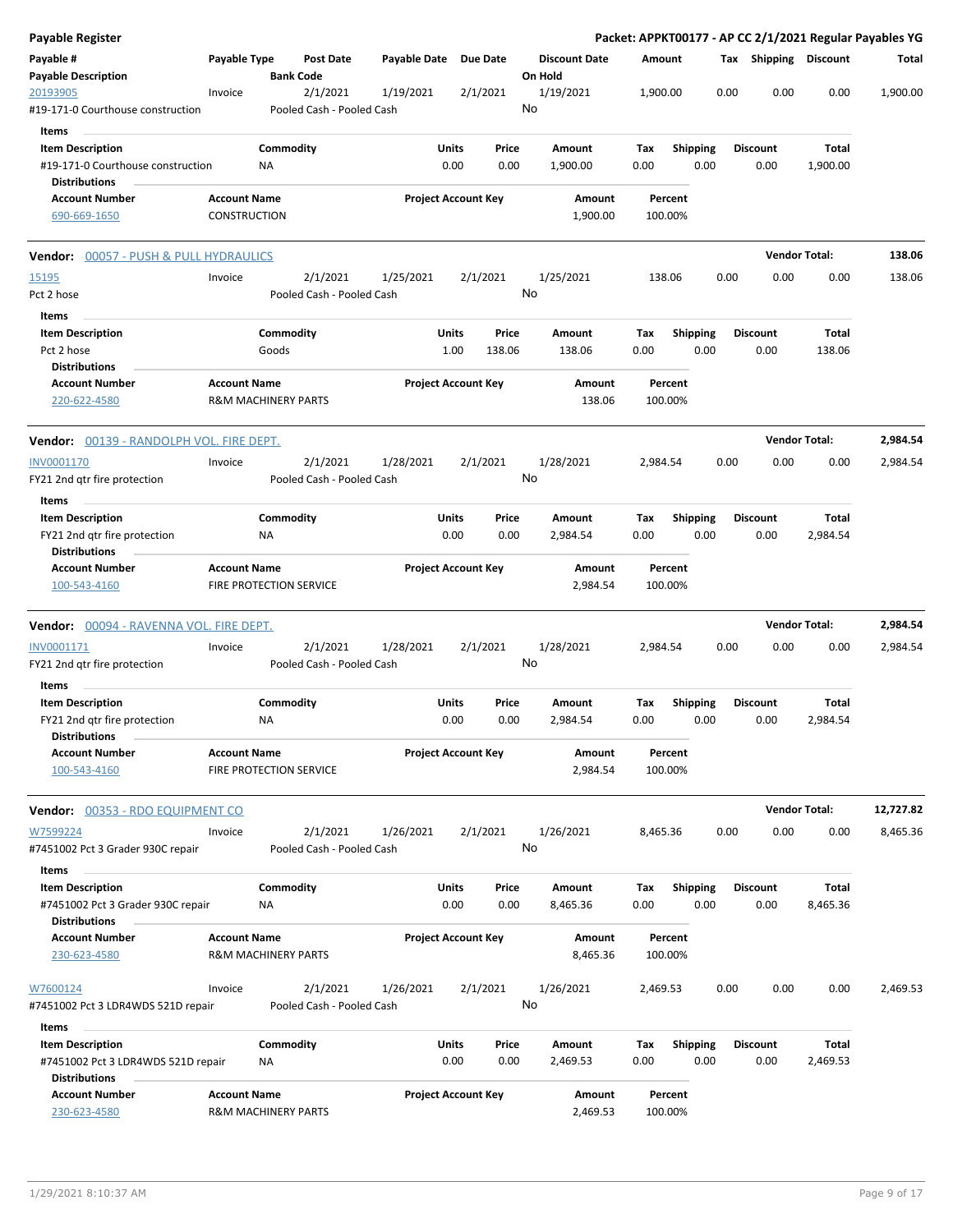# Payable Register

**Packet: APPKT00177 - AP CC 2/1/2021 Regular Payables YG**

| Payable # | Payable Type | Post Date | Payable Date | Due Date | Discount Date | Amount | Tax | Shipping | Discount | Total |
|---|---|---|---|---|---|---|---|---|---|---|
| **Payable Description** | | **Bank Code** | | | **On Hold** | | | | | |
| 20193905 | Invoice | 2/1/2021 | 1/19/2021 | 2/1/2021 | 1/19/2021 | 1,900.00 | 0.00 | 0.00 | 0.00 | 1,900.00 |
| #19-171-0 Courthouse construction | | Pooled Cash - Pooled Cash | | | No | | | | | |

**Items**

| Item Description | Commodity | Units | Price | Amount | Tax | Shipping | Discount | Total |
|---|---|---|---|---|---|---|---|---|
| #19-171-0 Courthouse construction | NA | 0.00 | 0.00 | 1,900.00 | 0.00 | 0.00 | 0.00 | 1,900.00 |

**Distributions**

| Account Number | Account Name | Project Account Key | Amount | Percent |
|---|---|---|---|---|
| 690-669-1650 | CONSTRUCTION | | 1,900.00 | 100.00% |

## Vendor: 00057 - PUSH & PULL HYDRAULICS — Vendor Total: 138.06

| Payable # | Payable Type | Post Date | Payable Date | Due Date | Discount Date | Amount | Tax | Shipping | Discount | Total |
|---|---|---|---|---|---|---|---|---|---|---|
| 15195 | Invoice | 2/1/2021 | 1/25/2021 | 2/1/2021 | 1/25/2021 | 138.06 | 0.00 | 0.00 | 0.00 | 138.06 |
| Pct 2 hose | | Pooled Cash - Pooled Cash | | | No | | | | | |

**Items**

| Item Description | Commodity | Units | Price | Amount | Tax | Shipping | Discount | Total |
|---|---|---|---|---|---|---|---|---|
| Pct 2 hose | Goods | 1.00 | 138.06 | 138.06 | 0.00 | 0.00 | 0.00 | 138.06 |

**Distributions**

| Account Number | Account Name | Project Account Key | Amount | Percent |
|---|---|---|---|---|
| 220-622-4580 | R&M MACHINERY PARTS | | 138.06 | 100.00% |

## Vendor: 00139 - RANDOLPH VOL. FIRE DEPT. — Vendor Total: 2,984.54

| Payable # | Payable Type | Post Date | Payable Date | Due Date | Discount Date | Amount | Tax | Shipping | Discount | Total |
|---|---|---|---|---|---|---|---|---|---|---|
| INV0001170 | Invoice | 2/1/2021 | 1/28/2021 | 2/1/2021 | 1/28/2021 | 2,984.54 | 0.00 | 0.00 | 0.00 | 2,984.54 |
| FY21 2nd qtr fire protection | | Pooled Cash - Pooled Cash | | | No | | | | | |

**Items**

| Item Description | Commodity | Units | Price | Amount | Tax | Shipping | Discount | Total |
|---|---|---|---|---|---|---|---|---|
| FY21 2nd qtr fire protection | NA | 0.00 | 0.00 | 2,984.54 | 0.00 | 0.00 | 0.00 | 2,984.54 |

**Distributions**

| Account Number | Account Name | Project Account Key | Amount | Percent |
|---|---|---|---|---|
| 100-543-4160 | FIRE PROTECTION SERVICE | | 2,984.54 | 100.00% |

## Vendor: 00094 - RAVENNA VOL. FIRE DEPT. — Vendor Total: 2,984.54

| Payable # | Payable Type | Post Date | Payable Date | Due Date | Discount Date | Amount | Tax | Shipping | Discount | Total |
|---|---|---|---|---|---|---|---|---|---|---|
| INV0001171 | Invoice | 2/1/2021 | 1/28/2021 | 2/1/2021 | 1/28/2021 | 2,984.54 | 0.00 | 0.00 | 0.00 | 2,984.54 |
| FY21 2nd qtr fire protection | | Pooled Cash - Pooled Cash | | | No | | | | | |

**Items**

| Item Description | Commodity | Units | Price | Amount | Tax | Shipping | Discount | Total |
|---|---|---|---|---|---|---|---|---|
| FY21 2nd qtr fire protection | NA | 0.00 | 0.00 | 2,984.54 | 0.00 | 0.00 | 0.00 | 2,984.54 |

**Distributions**

| Account Number | Account Name | Project Account Key | Amount | Percent |
|---|---|---|---|---|
| 100-543-4160 | FIRE PROTECTION SERVICE | | 2,984.54 | 100.00% |

## Vendor: 00353 - RDO EQUIPMENT CO — Vendor Total: 12,727.82

| Payable # | Payable Type | Post Date | Payable Date | Due Date | Discount Date | Amount | Tax | Shipping | Discount | Total |
|---|---|---|---|---|---|---|---|---|---|---|
| W7599224 | Invoice | 2/1/2021 | 1/26/2021 | 2/1/2021 | 1/26/2021 | 8,465.36 | 0.00 | 0.00 | 0.00 | 8,465.36 |
| #7451002 Pct 3 Grader 930C repair | | Pooled Cash - Pooled Cash | | | No | | | | | |

**Items**

| Item Description | Commodity | Units | Price | Amount | Tax | Shipping | Discount | Total |
|---|---|---|---|---|---|---|---|---|
| #7451002 Pct 3 Grader 930C repair | NA | 0.00 | 0.00 | 8,465.36 | 0.00 | 0.00 | 0.00 | 8,465.36 |

**Distributions**

| Account Number | Account Name | Project Account Key | Amount | Percent |
|---|---|---|---|---|
| 230-623-4580 | R&M MACHINERY PARTS | | 8,465.36 | 100.00% |

| Payable # | Payable Type | Post Date | Payable Date | Due Date | Discount Date | Amount | Tax | Shipping | Discount | Total |
|---|---|---|---|---|---|---|---|---|---|---|
| W7600124 | Invoice | 2/1/2021 | 1/26/2021 | 2/1/2021 | 1/26/2021 | 2,469.53 | 0.00 | 0.00 | 0.00 | 2,469.53 |
| #7451002 Pct 3 LDR4WDS 521D repair | | Pooled Cash - Pooled Cash | | | No | | | | | |

**Items**

| Item Description | Commodity | Units | Price | Amount | Tax | Shipping | Discount | Total |
|---|---|---|---|---|---|---|---|---|
| #7451002 Pct 3 LDR4WDS 521D repair | NA | 0.00 | 0.00 | 2,469.53 | 0.00 | 0.00 | 0.00 | 2,469.53 |

**Distributions**

| Account Number | Account Name | Project Account Key | Amount | Percent |
|---|---|---|---|---|
| 230-623-4580 | R&M MACHINERY PARTS | | 2,469.53 | 100.00% |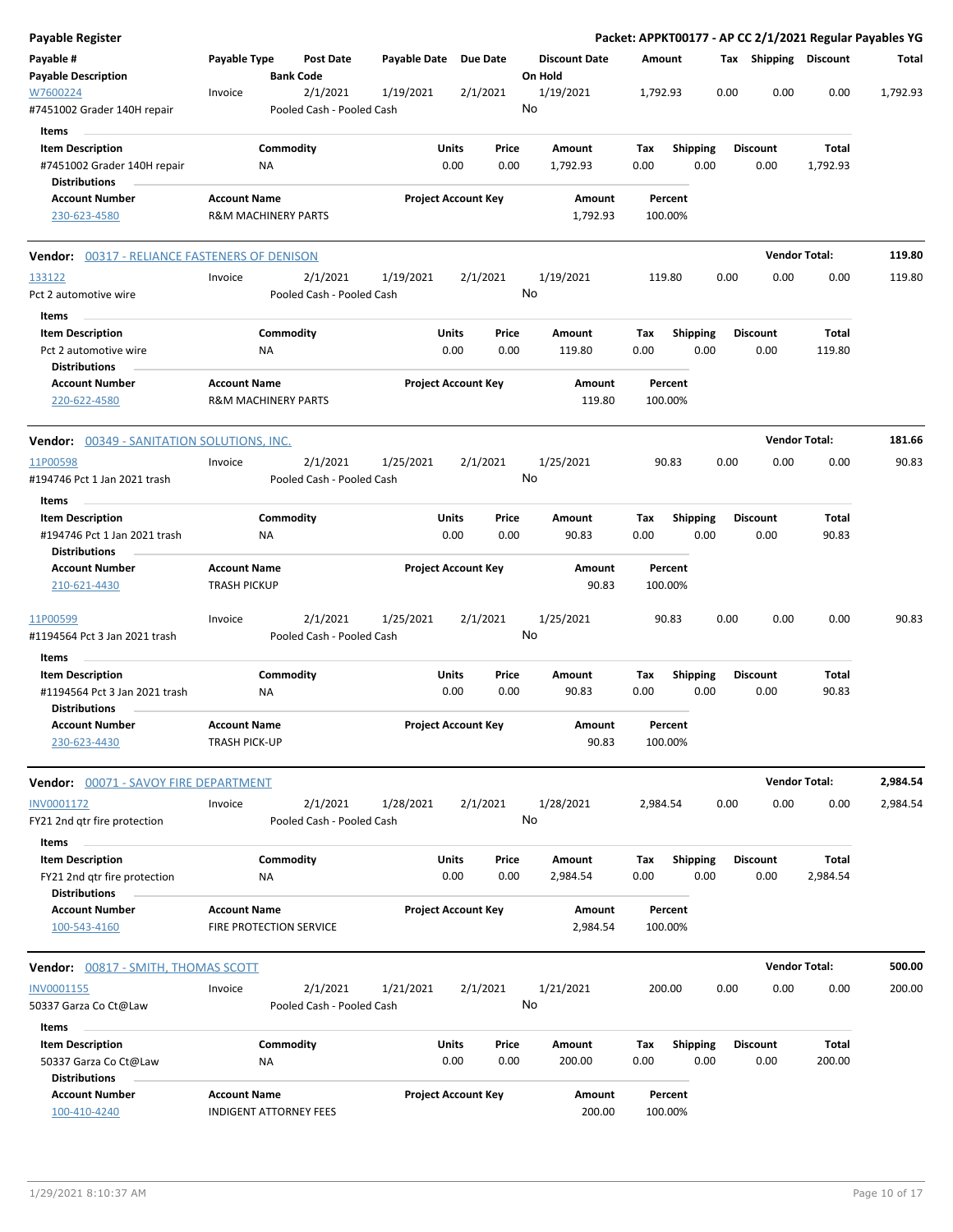**Payable Register** — **Packet: APPKT00177 - AP CC 2/1/2021 Regular Payables YG**

| Payable # / Payable Description | Payable Type | Post Date / Bank Code | Payable Date | Due Date | Discount Date / On Hold | Amount | Tax | Shipping | Discount | Total |
|---|---|---|---|---|---|---|---|---|---|---|
| W7600224 / #7451002 Grader 140H repair | Invoice | 2/1/2021 / Pooled Cash - Pooled Cash | 1/19/2021 | 2/1/2021 | 1/19/2021 / No | 1,792.93 | 0.00 | 0.00 | 0.00 | 1,792.93 |

**Items**

| Item Description | Commodity | Units | Price | Amount | Tax | Shipping | Discount | Total |
|---|---|---|---|---|---|---|---|---|
| #7451002 Grader 140H repair | NA | 0.00 | 0.00 | 1,792.93 | 0.00 | 0.00 | 0.00 | 1,792.93 |

**Distributions**

| Account Number | Account Name | Project Account Key | Amount | Percent |
|---|---|---|---|---|
| 230-623-4580 | R&M MACHINERY PARTS | | 1,792.93 | 100.00% |

**Vendor: 00317 - RELIANCE FASTENERS OF DENISON** — **Vendor Total: 119.80**

| Payable # / Payable Description | Payable Type | Post Date / Bank Code | Payable Date | Due Date | Discount Date / On Hold | Amount | Tax | Shipping | Discount | Total |
|---|---|---|---|---|---|---|---|---|---|---|
| 133122 / Pct 2 automotive wire | Invoice | 2/1/2021 / Pooled Cash - Pooled Cash | 1/19/2021 | 2/1/2021 | 1/19/2021 / No | 119.80 | 0.00 | 0.00 | 0.00 | 119.80 |

**Items**

| Item Description | Commodity | Units | Price | Amount | Tax | Shipping | Discount | Total |
|---|---|---|---|---|---|---|---|---|
| Pct 2 automotive wire | NA | 0.00 | 0.00 | 119.80 | 0.00 | 0.00 | 0.00 | 119.80 |

**Distributions**

| Account Number | Account Name | Project Account Key | Amount | Percent |
|---|---|---|---|---|
| 220-622-4580 | R&M MACHINERY PARTS | | 119.80 | 100.00% |

**Vendor: 00349 - SANITATION SOLUTIONS, INC.** — **Vendor Total: 181.66**

| Payable # / Payable Description | Payable Type | Post Date / Bank Code | Payable Date | Due Date | Discount Date / On Hold | Amount | Tax | Shipping | Discount | Total |
|---|---|---|---|---|---|---|---|---|---|---|
| 11P00598 / #194746 Pct 1 Jan 2021 trash | Invoice | 2/1/2021 / Pooled Cash - Pooled Cash | 1/25/2021 | 2/1/2021 | 1/25/2021 / No | 90.83 | 0.00 | 0.00 | 0.00 | 90.83 |

**Items**

| Item Description | Commodity | Units | Price | Amount | Tax | Shipping | Discount | Total |
|---|---|---|---|---|---|---|---|---|
| #194746 Pct 1 Jan 2021 trash | NA | 0.00 | 0.00 | 90.83 | 0.00 | 0.00 | 0.00 | 90.83 |

**Distributions**

| Account Number | Account Name | Project Account Key | Amount | Percent |
|---|---|---|---|---|
| 210-621-4430 | TRASH PICKUP | | 90.83 | 100.00% |

| Payable # / Payable Description | Payable Type | Post Date / Bank Code | Payable Date | Due Date | Discount Date / On Hold | Amount | Tax | Shipping | Discount | Total |
|---|---|---|---|---|---|---|---|---|---|---|
| 11P00599 / #1194564 Pct 3 Jan 2021 trash | Invoice | 2/1/2021 / Pooled Cash - Pooled Cash | 1/25/2021 | 2/1/2021 | 1/25/2021 / No | 90.83 | 0.00 | 0.00 | 0.00 | 90.83 |

**Items**

| Item Description | Commodity | Units | Price | Amount | Tax | Shipping | Discount | Total |
|---|---|---|---|---|---|---|---|---|
| #1194564 Pct 3 Jan 2021 trash | NA | 0.00 | 0.00 | 90.83 | 0.00 | 0.00 | 0.00 | 90.83 |

**Distributions**

| Account Number | Account Name | Project Account Key | Amount | Percent |
|---|---|---|---|---|
| 230-623-4430 | TRASH PICK-UP | | 90.83 | 100.00% |

**Vendor: 00071 - SAVOY FIRE DEPARTMENT** — **Vendor Total: 2,984.54**

| Payable # / Payable Description | Payable Type | Post Date / Bank Code | Payable Date | Due Date | Discount Date / On Hold | Amount | Tax | Shipping | Discount | Total |
|---|---|---|---|---|---|---|---|---|---|---|
| INV0001172 / FY21 2nd qtr fire protection | Invoice | 2/1/2021 / Pooled Cash - Pooled Cash | 1/28/2021 | 2/1/2021 | 1/28/2021 / No | 2,984.54 | 0.00 | 0.00 | 0.00 | 2,984.54 |

**Items**

| Item Description | Commodity | Units | Price | Amount | Tax | Shipping | Discount | Total |
|---|---|---|---|---|---|---|---|---|
| FY21 2nd qtr fire protection | NA | 0.00 | 0.00 | 2,984.54 | 0.00 | 0.00 | 0.00 | 2,984.54 |

**Distributions**

| Account Number | Account Name | Project Account Key | Amount | Percent |
|---|---|---|---|---|
| 100-543-4160 | FIRE PROTECTION SERVICE | | 2,984.54 | 100.00% |

**Vendor: 00817 - SMITH, THOMAS SCOTT** — **Vendor Total: 500.00**

| Payable # / Payable Description | Payable Type | Post Date / Bank Code | Payable Date | Due Date | Discount Date / On Hold | Amount | Tax | Shipping | Discount | Total |
|---|---|---|---|---|---|---|---|---|---|---|
| INV0001155 / 50337 Garza Co Ct@Law | Invoice | 2/1/2021 / Pooled Cash - Pooled Cash | 1/21/2021 | 2/1/2021 | 1/21/2021 / No | 200.00 | 0.00 | 0.00 | 0.00 | 200.00 |

**Items**

| Item Description | Commodity | Units | Price | Amount | Tax | Shipping | Discount | Total |
|---|---|---|---|---|---|---|---|---|
| 50337 Garza Co Ct@Law | NA | 0.00 | 0.00 | 200.00 | 0.00 | 0.00 | 0.00 | 200.00 |

**Distributions**

| Account Number | Account Name | Project Account Key | Amount | Percent |
|---|---|---|---|---|
| 100-410-4240 | INDIGENT ATTORNEY FEES | | 200.00 | 100.00% |

1/29/2021 8:10:37 AM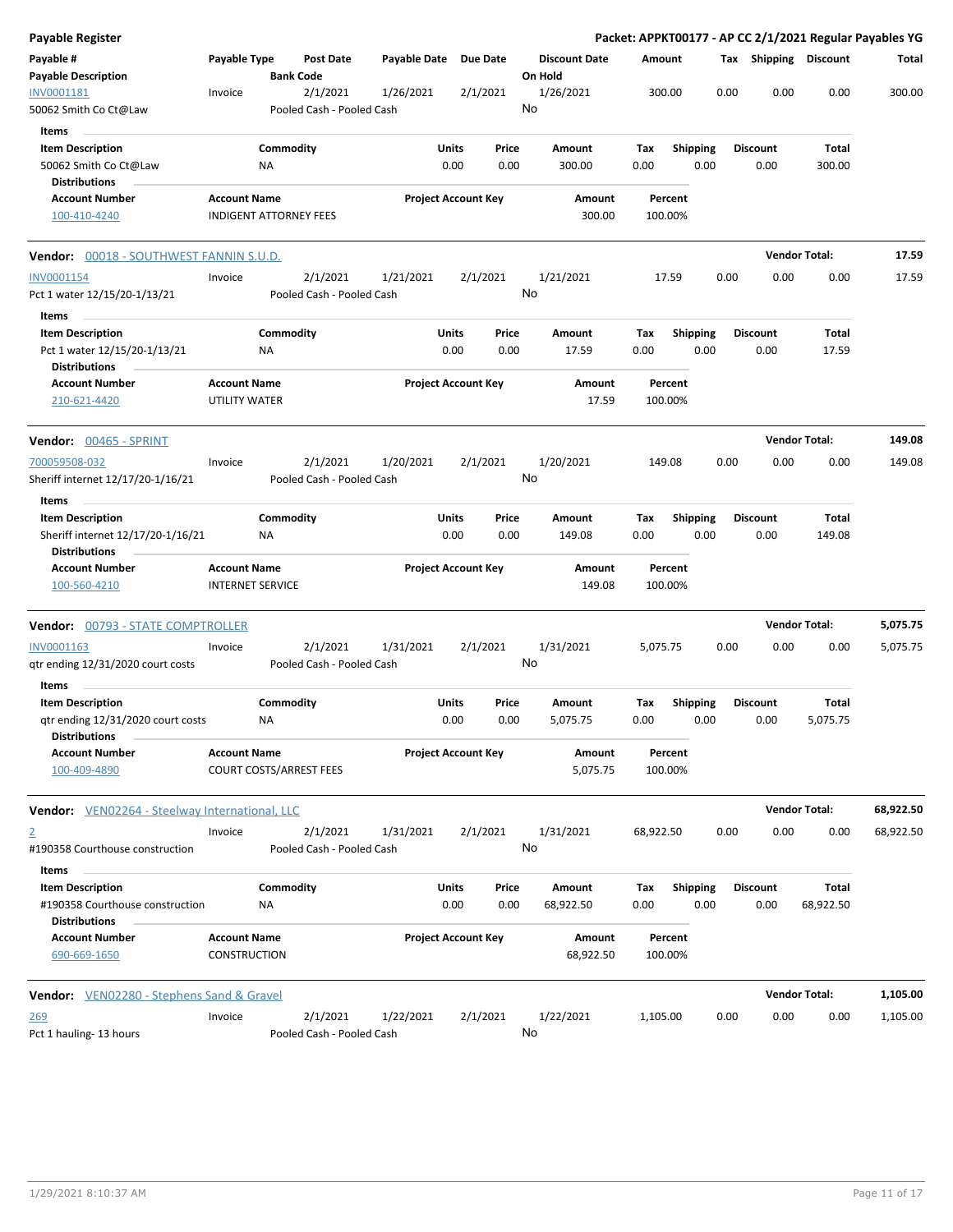**Payable Register** — **Packet: APPKT00177 - AP CC 2/1/2021 Regular Payables YG**

| Payable # / Payable Description | Payable Type | Post Date / Bank Code | Payable Date | Due Date | Discount Date / On Hold | Amount | Tax | Shipping | Discount | Total |
|---|---|---|---|---|---|---|---|---|---|---|
| INV0001181 | Invoice | 2/1/2021 | 1/26/2021 | 2/1/2021 | 1/26/2021 | 300.00 | 0.00 | 0.00 | 0.00 | 300.00 |
| 50062 Smith Co Ct@Law | | Pooled Cash - Pooled Cash | | | No | | | | | |

Items

| Item Description | Commodity | Units | Price | Amount | Tax | Shipping | Discount | Total |
|---|---|---|---|---|---|---|---|---|
| 50062 Smith Co Ct@Law | NA | 0.00 | 0.00 | 300.00 | 0.00 | 0.00 | 0.00 | 300.00 |

Distributions

| Account Number | Account Name | Project Account Key | Amount | Percent |
|---|---|---|---|---|
| 100-410-4240 | INDIGENT ATTORNEY FEES | | 300.00 | 100.00% |

**Vendor: 00018 - SOUTHWEST FANNIN S.U.D.** — **Vendor Total: 17.59**

| Payable # / Payable Description | Payable Type | Post Date / Bank Code | Payable Date | Due Date | Discount Date / On Hold | Amount | Tax | Shipping | Discount | Total |
|---|---|---|---|---|---|---|---|---|---|---|
| INV0001154 | Invoice | 2/1/2021 | 1/21/2021 | 2/1/2021 | 1/21/2021 | 17.59 | 0.00 | 0.00 | 0.00 | 17.59 |
| Pct 1 water 12/15/20-1/13/21 | | Pooled Cash - Pooled Cash | | | No | | | | | |

Items

| Item Description | Commodity | Units | Price | Amount | Tax | Shipping | Discount | Total |
|---|---|---|---|---|---|---|---|---|
| Pct 1 water 12/15/20-1/13/21 | NA | 0.00 | 0.00 | 17.59 | 0.00 | 0.00 | 0.00 | 17.59 |

Distributions

| Account Number | Account Name | Project Account Key | Amount | Percent |
|---|---|---|---|---|
| 210-621-4420 | UTILITY WATER | | 17.59 | 100.00% |

**Vendor: 00465 - SPRINT** — **Vendor Total: 149.08**

| Payable # / Payable Description | Payable Type | Post Date / Bank Code | Payable Date | Due Date | Discount Date / On Hold | Amount | Tax | Shipping | Discount | Total |
|---|---|---|---|---|---|---|---|---|---|---|
| 700059508-032 | Invoice | 2/1/2021 | 1/20/2021 | 2/1/2021 | 1/20/2021 | 149.08 | 0.00 | 0.00 | 0.00 | 149.08 |
| Sheriff internet 12/17/20-1/16/21 | | Pooled Cash - Pooled Cash | | | No | | | | | |

Items

| Item Description | Commodity | Units | Price | Amount | Tax | Shipping | Discount | Total |
|---|---|---|---|---|---|---|---|---|
| Sheriff internet 12/17/20-1/16/21 | NA | 0.00 | 0.00 | 149.08 | 0.00 | 0.00 | 0.00 | 149.08 |

Distributions

| Account Number | Account Name | Project Account Key | Amount | Percent |
|---|---|---|---|---|
| 100-560-4210 | INTERNET SERVICE | | 149.08 | 100.00% |

**Vendor: 00793 - STATE COMPTROLLER** — **Vendor Total: 5,075.75**

| Payable # / Payable Description | Payable Type | Post Date / Bank Code | Payable Date | Due Date | Discount Date / On Hold | Amount | Tax | Shipping | Discount | Total |
|---|---|---|---|---|---|---|---|---|---|---|
| INV0001163 | Invoice | 2/1/2021 | 1/31/2021 | 2/1/2021 | 1/31/2021 | 5,075.75 | 0.00 | 0.00 | 0.00 | 5,075.75 |
| qtr ending 12/31/2020 court costs | | Pooled Cash - Pooled Cash | | | No | | | | | |

Items

| Item Description | Commodity | Units | Price | Amount | Tax | Shipping | Discount | Total |
|---|---|---|---|---|---|---|---|---|
| qtr ending 12/31/2020 court costs | NA | 0.00 | 0.00 | 5,075.75 | 0.00 | 0.00 | 0.00 | 5,075.75 |

Distributions

| Account Number | Account Name | Project Account Key | Amount | Percent |
|---|---|---|---|---|
| 100-409-4890 | COURT COSTS/ARREST FEES | | 5,075.75 | 100.00% |

**Vendor: VEN02264 - Steelway International, LLC** — **Vendor Total: 68,922.50**

| Payable # / Payable Description | Payable Type | Post Date / Bank Code | Payable Date | Due Date | Discount Date / On Hold | Amount | Tax | Shipping | Discount | Total |
|---|---|---|---|---|---|---|---|---|---|---|
| 2 | Invoice | 2/1/2021 | 1/31/2021 | 2/1/2021 | 1/31/2021 | 68,922.50 | 0.00 | 0.00 | 0.00 | 68,922.50 |
| #190358 Courthouse construction | | Pooled Cash - Pooled Cash | | | No | | | | | |

Items

| Item Description | Commodity | Units | Price | Amount | Tax | Shipping | Discount | Total |
|---|---|---|---|---|---|---|---|---|
| #190358 Courthouse construction | NA | 0.00 | 0.00 | 68,922.50 | 0.00 | 0.00 | 0.00 | 68,922.50 |

Distributions

| Account Number | Account Name | Project Account Key | Amount | Percent |
|---|---|---|---|---|
| 690-669-1650 | CONSTRUCTION | | 68,922.50 | 100.00% |

**Vendor: VEN02280 - Stephens Sand & Gravel** — **Vendor Total: 1,105.00**

| Payable # / Payable Description | Payable Type | Post Date / Bank Code | Payable Date | Due Date | Discount Date / On Hold | Amount | Tax | Shipping | Discount | Total |
|---|---|---|---|---|---|---|---|---|---|---|
| 269 | Invoice | 2/1/2021 | 1/22/2021 | 2/1/2021 | 1/22/2021 | 1,105.00 | 0.00 | 0.00 | 0.00 | 1,105.00 |
| Pct 1 hauling- 13 hours | | Pooled Cash - Pooled Cash | | | No | | | | | |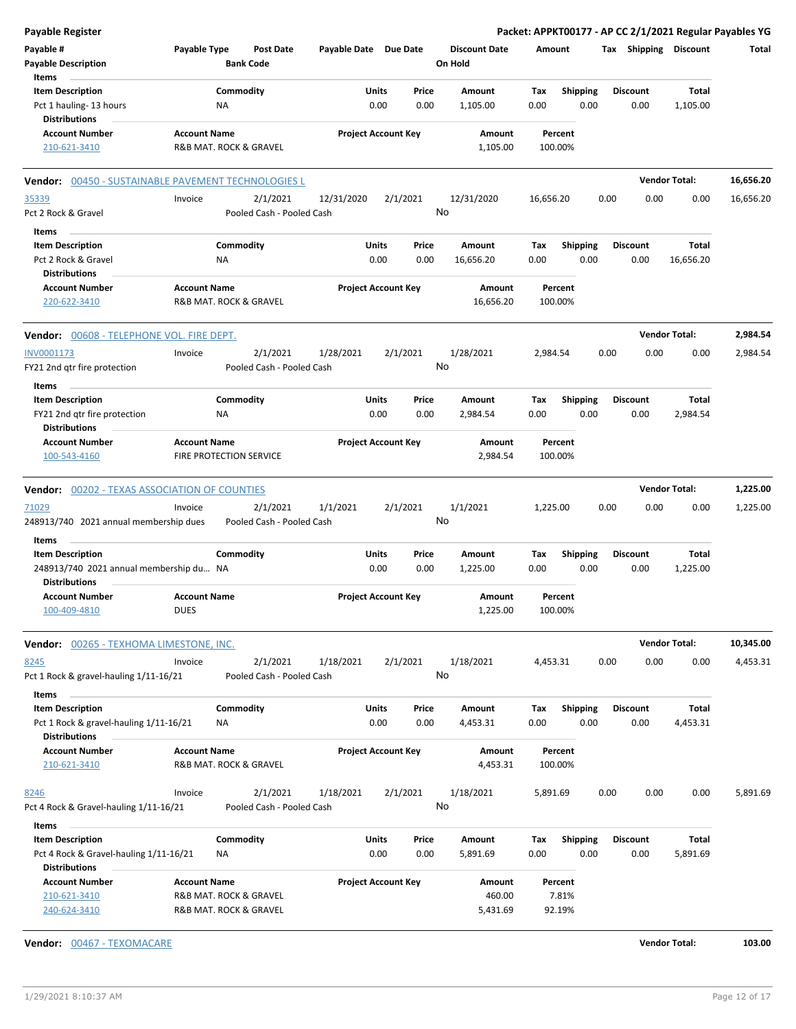**Payable Register** **Packet: APPKT00177 - AP CC 2/1/2021 Regular Payables YG**

| Payable # | Payable Type | Post Date | Payable Date | Due Date | Discount Date | Amount | Tax | Shipping | Discount | Total |
|---|---|---|---|---|---|---|---|---|---|---|
| Payable Description | | Bank Code | | | On Hold | | | | | |

**Items**

| Item Description | Commodity | Units | Price | Amount | Tax | Shipping | Discount | Total |
|---|---|---|---|---|---|---|---|---|
| Pct 1 hauling- 13 hours | NA | 0.00 | 0.00 | 1,105.00 | 0.00 | 0.00 | 0.00 | 1,105.00 |

**Distributions**

| Account Number | Account Name | Project Account Key | Amount | Percent |
|---|---|---|---|---|
| 210-621-3410 | R&B MAT. ROCK & GRAVEL | | 1,105.00 | 100.00% |

**Vendor: 00450 - SUSTAINABLE PAVEMENT TECHNOLOGIES L** — **Vendor Total: 16,656.20**

| Payable # | Payable Type | Post Date | Payable Date | Due Date | Discount Date | Amount | Tax | Shipping | Discount | Total |
|---|---|---|---|---|---|---|---|---|---|---|
| 35339 | Invoice | 2/1/2021 | 12/31/2020 | 2/1/2021 | 12/31/2020 | 16,656.20 | 0.00 | 0.00 | 0.00 | 16,656.20 |
| Pct 2 Rock & Gravel | | Pooled Cash - Pooled Cash | | | No | | | | | |

**Items**

| Item Description | Commodity | Units | Price | Amount | Tax | Shipping | Discount | Total |
|---|---|---|---|---|---|---|---|---|
| Pct 2 Rock & Gravel | NA | 0.00 | 0.00 | 16,656.20 | 0.00 | 0.00 | 0.00 | 16,656.20 |

**Distributions**

| Account Number | Account Name | Project Account Key | Amount | Percent |
|---|---|---|---|---|
| 220-622-3410 | R&B MAT. ROCK & GRAVEL | | 16,656.20 | 100.00% |

**Vendor: 00608 - TELEPHONE VOL. FIRE DEPT.** — **Vendor Total: 2,984.54**

| Payable # | Payable Type | Post Date | Payable Date | Due Date | Discount Date | Amount | Tax | Shipping | Discount | Total |
|---|---|---|---|---|---|---|---|---|---|---|
| INV0001173 | Invoice | 2/1/2021 | 1/28/2021 | 2/1/2021 | 1/28/2021 | 2,984.54 | 0.00 | 0.00 | 0.00 | 2,984.54 |
| FY21 2nd qtr fire protection | | Pooled Cash - Pooled Cash | | | No | | | | | |

**Items**

| Item Description | Commodity | Units | Price | Amount | Tax | Shipping | Discount | Total |
|---|---|---|---|---|---|---|---|---|
| FY21 2nd qtr fire protection | NA | 0.00 | 0.00 | 2,984.54 | 0.00 | 0.00 | 0.00 | 2,984.54 |

**Distributions**

| Account Number | Account Name | Project Account Key | Amount | Percent |
|---|---|---|---|---|
| 100-543-4160 | FIRE PROTECTION SERVICE | | 2,984.54 | 100.00% |

**Vendor: 00202 - TEXAS ASSOCIATION OF COUNTIES** — **Vendor Total: 1,225.00**

| Payable # | Payable Type | Post Date | Payable Date | Due Date | Discount Date | Amount | Tax | Shipping | Discount | Total |
|---|---|---|---|---|---|---|---|---|---|---|
| 71029 | Invoice | 2/1/2021 | 1/1/2021 | 2/1/2021 | 1/1/2021 | 1,225.00 | 0.00 | 0.00 | 0.00 | 1,225.00 |
| 248913/740 2021 annual membership dues | | Pooled Cash - Pooled Cash | | | No | | | | | |

**Items**

| Item Description | Commodity | Units | Price | Amount | Tax | Shipping | Discount | Total |
|---|---|---|---|---|---|---|---|---|
| 248913/740 2021 annual membership du... | NA | 0.00 | 0.00 | 1,225.00 | 0.00 | 0.00 | 0.00 | 1,225.00 |

**Distributions**

| Account Number | Account Name | Project Account Key | Amount | Percent |
|---|---|---|---|---|
| 100-409-4810 | DUES | | 1,225.00 | 100.00% |

**Vendor: 00265 - TEXHOMA LIMESTONE, INC.** — **Vendor Total: 10,345.00**

| Payable # | Payable Type | Post Date | Payable Date | Due Date | Discount Date | Amount | Tax | Shipping | Discount | Total |
|---|---|---|---|---|---|---|---|---|---|---|
| 8245 | Invoice | 2/1/2021 | 1/18/2021 | 2/1/2021 | 1/18/2021 | 4,453.31 | 0.00 | 0.00 | 0.00 | 4,453.31 |
| Pct 1 Rock & gravel-hauling 1/11-16/21 | | Pooled Cash - Pooled Cash | | | No | | | | | |

**Items**

| Item Description | Commodity | Units | Price | Amount | Tax | Shipping | Discount | Total |
|---|---|---|---|---|---|---|---|---|
| Pct 1 Rock & gravel-hauling 1/11-16/21 | NA | 0.00 | 0.00 | 4,453.31 | 0.00 | 0.00 | 0.00 | 4,453.31 |

**Distributions**

| Account Number | Account Name | Project Account Key | Amount | Percent |
|---|---|---|---|---|
| 210-621-3410 | R&B MAT. ROCK & GRAVEL | | 4,453.31 | 100.00% |

| Payable # | Payable Type | Post Date | Payable Date | Due Date | Discount Date | Amount | Tax | Shipping | Discount | Total |
|---|---|---|---|---|---|---|---|---|---|---|
| 8246 | Invoice | 2/1/2021 | 1/18/2021 | 2/1/2021 | 1/18/2021 | 5,891.69 | 0.00 | 0.00 | 0.00 | 5,891.69 |
| Pct 4 Rock & Gravel-hauling 1/11-16/21 | | Pooled Cash - Pooled Cash | | | No | | | | | |

**Items**

| Item Description | Commodity | Units | Price | Amount | Tax | Shipping | Discount | Total |
|---|---|---|---|---|---|---|---|---|
| Pct 4 Rock & Gravel-hauling 1/11-16/21 | NA | 0.00 | 0.00 | 5,891.69 | 0.00 | 0.00 | 0.00 | 5,891.69 |

**Distributions**

| Account Number | Account Name | Project Account Key | Amount | Percent |
|---|---|---|---|---|
| 210-621-3410 | R&B MAT. ROCK & GRAVEL | | 460.00 | 7.81% |
| 240-624-3410 | R&B MAT. ROCK & GRAVEL | | 5,431.69 | 92.19% |

**Vendor: 00467 - TEXOMACARE** — **Vendor Total: 103.00**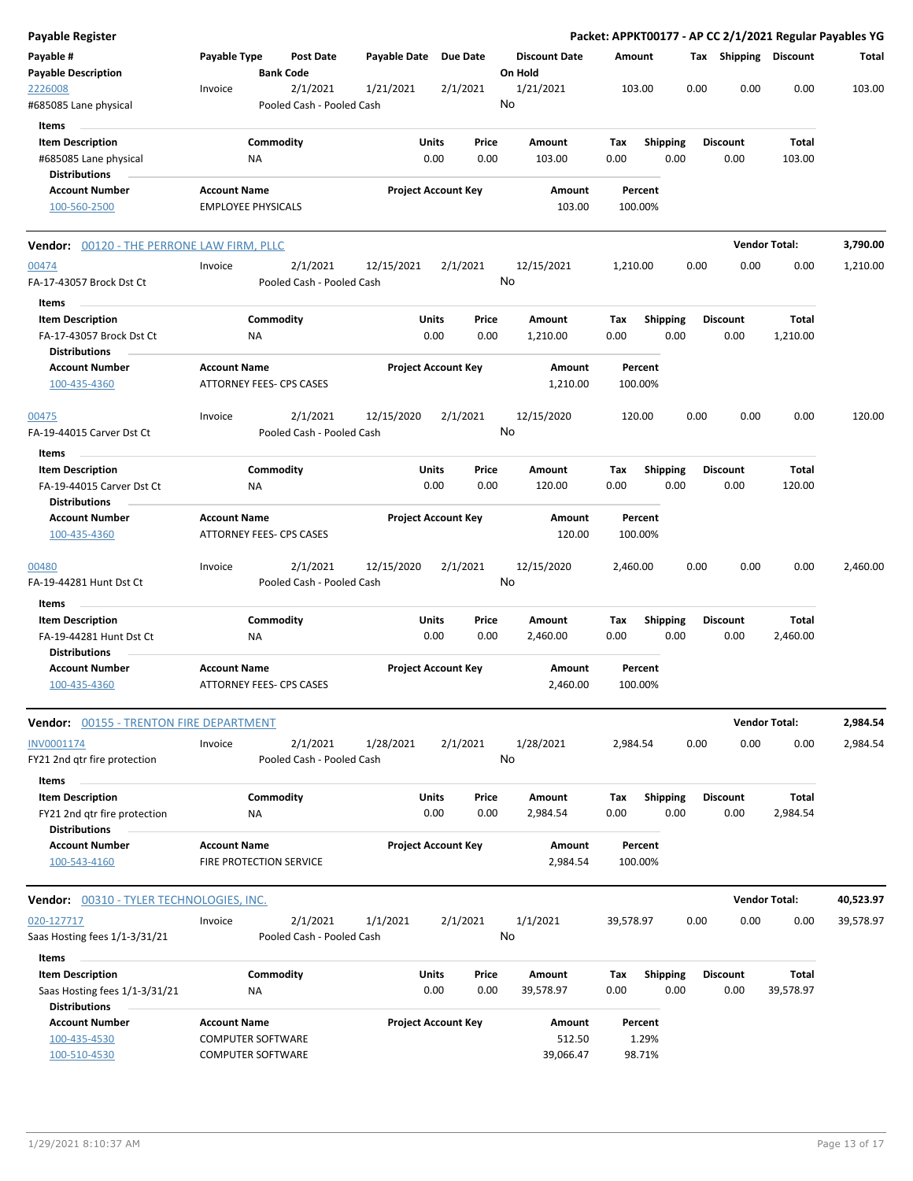**Payable Register** — **Packet: APPKT00177 - AP CC 2/1/2021 Regular Payables YG**

| Payable # / Payable Description | Payable Type | Post Date / Bank Code | Payable Date | Due Date | Discount Date / On Hold | Amount | Tax | Shipping | Discount | Total |
|---|---|---|---|---|---|---|---|---|---|---|
| 2226008 / #685085 Lane physical | Invoice | 2/1/2021 / Pooled Cash - Pooled Cash | 1/21/2021 | 2/1/2021 | 1/21/2021 / No | 103.00 | 0.00 | 0.00 | 0.00 | 103.00 |

Items

| Item Description | Commodity | Units | Price | Amount | Tax | Shipping | Discount | Total |
|---|---|---|---|---|---|---|---|---|
| #685085 Lane physical | NA | 0.00 | 0.00 | 103.00 | 0.00 | 0.00 | 0.00 | 103.00 |

Distributions

| Account Number | Account Name | Project Account Key | Amount | Percent |
|---|---|---|---|---|
| 100-560-2500 | EMPLOYEE PHYSICALS | | 103.00 | 100.00% |

**Vendor: 00120 - THE PERRONE LAW FIRM, PLLC** — **Vendor Total: 3,790.00**

| Payable # / Payable Description | Payable Type | Post Date / Bank Code | Payable Date | Due Date | Discount Date / On Hold | Amount | Tax | Shipping | Discount | Total |
|---|---|---|---|---|---|---|---|---|---|---|
| 00474 / FA-17-43057 Brock Dst Ct | Invoice | 2/1/2021 / Pooled Cash - Pooled Cash | 12/15/2021 | 2/1/2021 | 12/15/2021 / No | 1,210.00 | 0.00 | 0.00 | 0.00 | 1,210.00 |

Items

| Item Description | Commodity | Units | Price | Amount | Tax | Shipping | Discount | Total |
|---|---|---|---|---|---|---|---|---|
| FA-17-43057 Brock Dst Ct | NA | 0.00 | 0.00 | 1,210.00 | 0.00 | 0.00 | 0.00 | 1,210.00 |

Distributions

| Account Number | Account Name | Project Account Key | Amount | Percent |
|---|---|---|---|---|
| 100-435-4360 | ATTORNEY FEES- CPS CASES | | 1,210.00 | 100.00% |

| Payable # / Payable Description | Payable Type | Post Date / Bank Code | Payable Date | Due Date | Discount Date / On Hold | Amount | Tax | Shipping | Discount | Total |
|---|---|---|---|---|---|---|---|---|---|---|
| 00475 / FA-19-44015 Carver Dst Ct | Invoice | 2/1/2021 / Pooled Cash - Pooled Cash | 12/15/2020 | 2/1/2021 | 12/15/2020 / No | 120.00 | 0.00 | 0.00 | 0.00 | 120.00 |

Items

| Item Description | Commodity | Units | Price | Amount | Tax | Shipping | Discount | Total |
|---|---|---|---|---|---|---|---|---|
| FA-19-44015 Carver Dst Ct | NA | 0.00 | 0.00 | 120.00 | 0.00 | 0.00 | 0.00 | 120.00 |

Distributions

| Account Number | Account Name | Project Account Key | Amount | Percent |
|---|---|---|---|---|
| 100-435-4360 | ATTORNEY FEES- CPS CASES | | 120.00 | 100.00% |

| Payable # / Payable Description | Payable Type | Post Date / Bank Code | Payable Date | Due Date | Discount Date / On Hold | Amount | Tax | Shipping | Discount | Total |
|---|---|---|---|---|---|---|---|---|---|---|
| 00480 / FA-19-44281 Hunt Dst Ct | Invoice | 2/1/2021 / Pooled Cash - Pooled Cash | 12/15/2020 | 2/1/2021 | 12/15/2020 / No | 2,460.00 | 0.00 | 0.00 | 0.00 | 2,460.00 |

Items

| Item Description | Commodity | Units | Price | Amount | Tax | Shipping | Discount | Total |
|---|---|---|---|---|---|---|---|---|
| FA-19-44281 Hunt Dst Ct | NA | 0.00 | 0.00 | 2,460.00 | 0.00 | 0.00 | 0.00 | 2,460.00 |

Distributions

| Account Number | Account Name | Project Account Key | Amount | Percent |
|---|---|---|---|---|
| 100-435-4360 | ATTORNEY FEES- CPS CASES | | 2,460.00 | 100.00% |

**Vendor: 00155 - TRENTON FIRE DEPARTMENT** — **Vendor Total: 2,984.54**

| Payable # / Payable Description | Payable Type | Post Date / Bank Code | Payable Date | Due Date | Discount Date / On Hold | Amount | Tax | Shipping | Discount | Total |
|---|---|---|---|---|---|---|---|---|---|---|
| INV0001174 / FY21 2nd qtr fire protection | Invoice | 2/1/2021 / Pooled Cash - Pooled Cash | 1/28/2021 | 2/1/2021 | 1/28/2021 / No | 2,984.54 | 0.00 | 0.00 | 0.00 | 2,984.54 |

Items

| Item Description | Commodity | Units | Price | Amount | Tax | Shipping | Discount | Total |
|---|---|---|---|---|---|---|---|---|
| FY21 2nd qtr fire protection | NA | 0.00 | 0.00 | 2,984.54 | 0.00 | 0.00 | 0.00 | 2,984.54 |

Distributions

| Account Number | Account Name | Project Account Key | Amount | Percent |
|---|---|---|---|---|
| 100-543-4160 | FIRE PROTECTION SERVICE | | 2,984.54 | 100.00% |

**Vendor: 00310 - TYLER TECHNOLOGIES, INC.** — **Vendor Total: 40,523.97**

| Payable # / Payable Description | Payable Type | Post Date / Bank Code | Payable Date | Due Date | Discount Date / On Hold | Amount | Tax | Shipping | Discount | Total |
|---|---|---|---|---|---|---|---|---|---|---|
| 020-127717 / Saas Hosting fees 1/1-3/31/21 | Invoice | 2/1/2021 / Pooled Cash - Pooled Cash | 1/1/2021 | 2/1/2021 | 1/1/2021 / No | 39,578.97 | 0.00 | 0.00 | 0.00 | 39,578.97 |

Items

| Item Description | Commodity | Units | Price | Amount | Tax | Shipping | Discount | Total |
|---|---|---|---|---|---|---|---|---|
| Saas Hosting fees 1/1-3/31/21 | NA | 0.00 | 0.00 | 39,578.97 | 0.00 | 0.00 | 0.00 | 39,578.97 |

Distributions

| Account Number | Account Name | Project Account Key | Amount | Percent |
|---|---|---|---|---|
| 100-435-4530 | COMPUTER SOFTWARE | | 512.50 | 1.29% |
| 100-510-4530 | COMPUTER SOFTWARE | | 39,066.47 | 98.71% |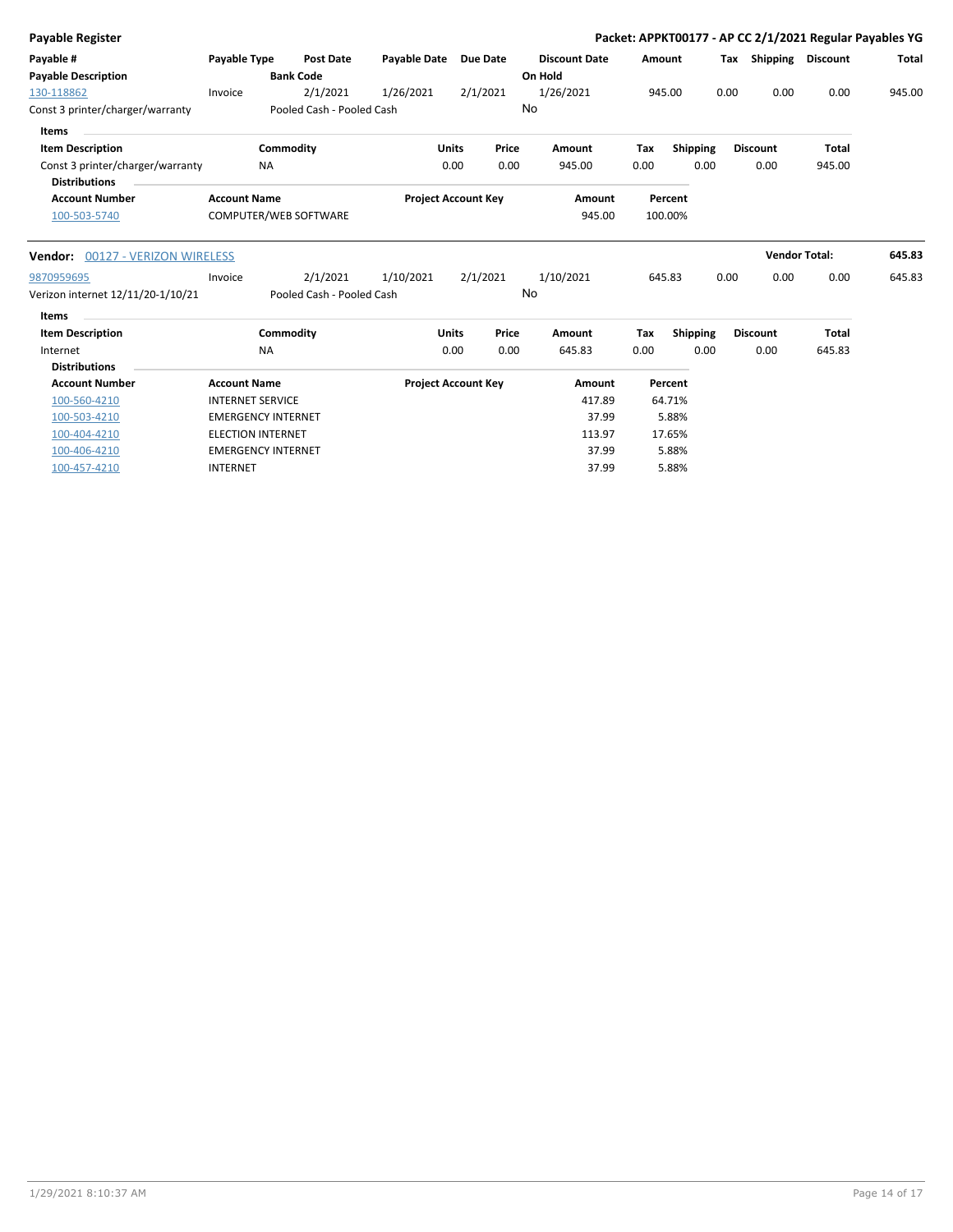**Payable Register** — **Packet: APPKT00177 - AP CC 2/1/2021 Regular Payables YG**

| Payable # / Payable Description | Payable Type | Post Date / Bank Code | Payable Date | Due Date | Discount Date / On Hold | Amount | Tax | Shipping | Discount | Total |
|---|---|---|---|---|---|---|---|---|---|---|
| 130-118862 | Invoice | 2/1/2021 | 1/26/2021 | 2/1/2021 | 1/26/2021 | 945.00 | 0.00 | 0.00 | 0.00 | 945.00 |
| Const 3 printer/charger/warranty | | Pooled Cash - Pooled Cash | | | No | | | | | |

**Items**

| Item Description | Commodity | Units | Price | Amount | Tax | Shipping | Discount | Total |
|---|---|---|---|---|---|---|---|---|
| Const 3 printer/charger/warranty | NA | 0.00 | 0.00 | 945.00 | 0.00 | 0.00 | 0.00 | 945.00 |

**Distributions**

| Account Number | Account Name | Project Account Key | Amount | Percent |
|---|---|---|---|---|
| 100-503-5740 | COMPUTER/WEB SOFTWARE | | 945.00 | 100.00% |

**Vendor:** 00127 - VERIZON WIRELESS — **Vendor Total:** 645.83

| Payable # / Payable Description | Payable Type | Post Date / Bank Code | Payable Date | Due Date | Discount Date / On Hold | Amount | Tax | Shipping | Discount | Total |
|---|---|---|---|---|---|---|---|---|---|---|
| 9870959695 | Invoice | 2/1/2021 | 1/10/2021 | 2/1/2021 | 1/10/2021 | 645.83 | 0.00 | 0.00 | 0.00 | 645.83 |
| Verizon internet 12/11/20-1/10/21 | | Pooled Cash - Pooled Cash | | | No | | | | | |

**Items**

| Item Description | Commodity | Units | Price | Amount | Tax | Shipping | Discount | Total |
|---|---|---|---|---|---|---|---|---|
| Internet | NA | 0.00 | 0.00 | 645.83 | 0.00 | 0.00 | 0.00 | 645.83 |

**Distributions**

| Account Number | Account Name | Project Account Key | Amount | Percent |
|---|---|---|---|---|
| 100-560-4210 | INTERNET SERVICE | | 417.89 | 64.71% |
| 100-503-4210 | EMERGENCY INTERNET | | 37.99 | 5.88% |
| 100-404-4210 | ELECTION INTERNET | | 113.97 | 17.65% |
| 100-406-4210 | EMERGENCY INTERNET | | 37.99 | 5.88% |
| 100-457-4210 | INTERNET | | 37.99 | 5.88% |

1/29/2021 8:10:37 AM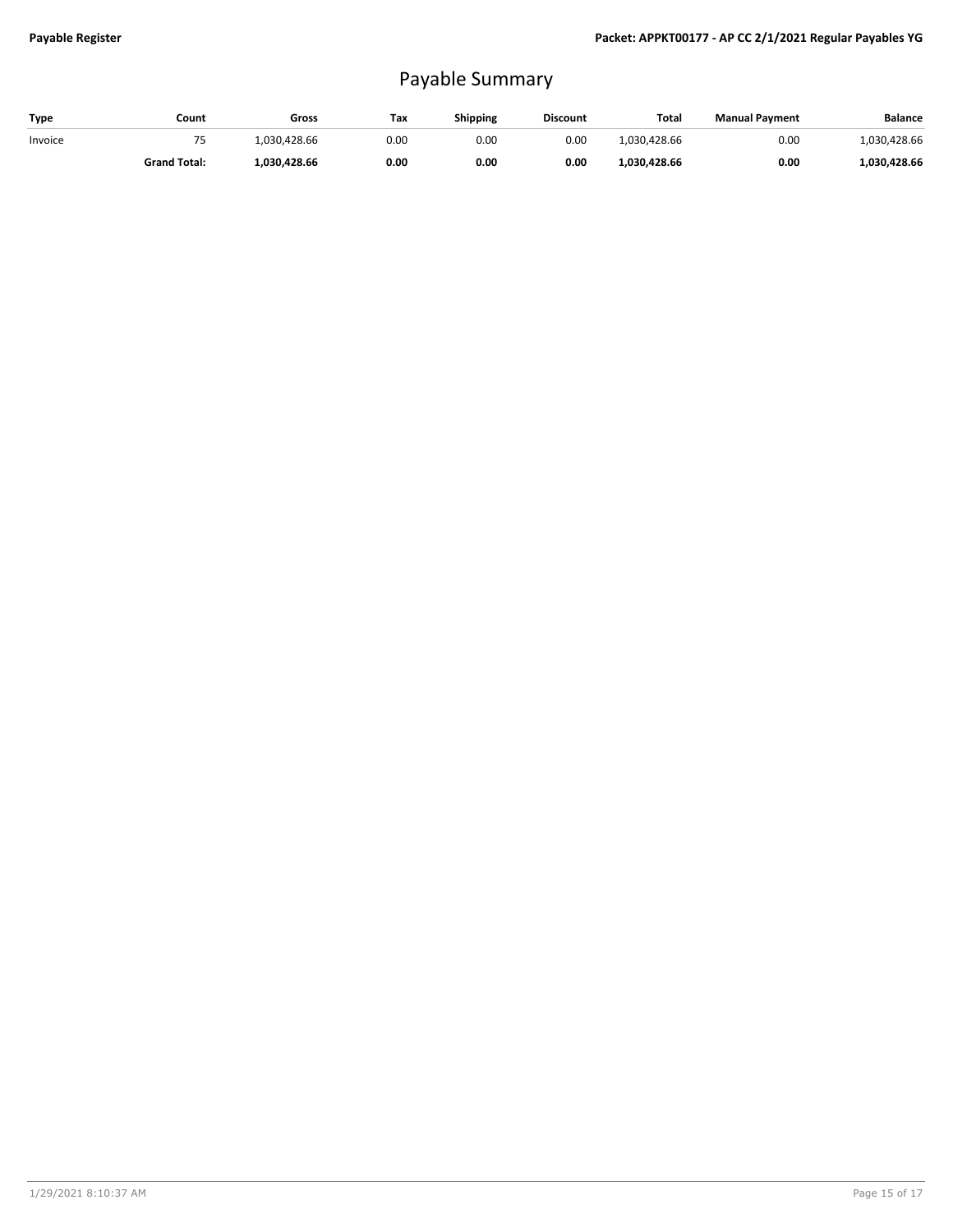# Payable Summary

| Type | Count | Gross | Tax | Shipping | Discount | Total | Manual Payment | Balance |
|---|---|---|---|---|---|---|---|---|
| Invoice | 75 | 1,030,428.66 | 0.00 | 0.00 | 0.00 | 1,030,428.66 | 0.00 | 1,030,428.66 |
| | **Grand Total:** | **1,030,428.66** | **0.00** | **0.00** | **0.00** | **1,030,428.66** | **0.00** | **1,030,428.66** |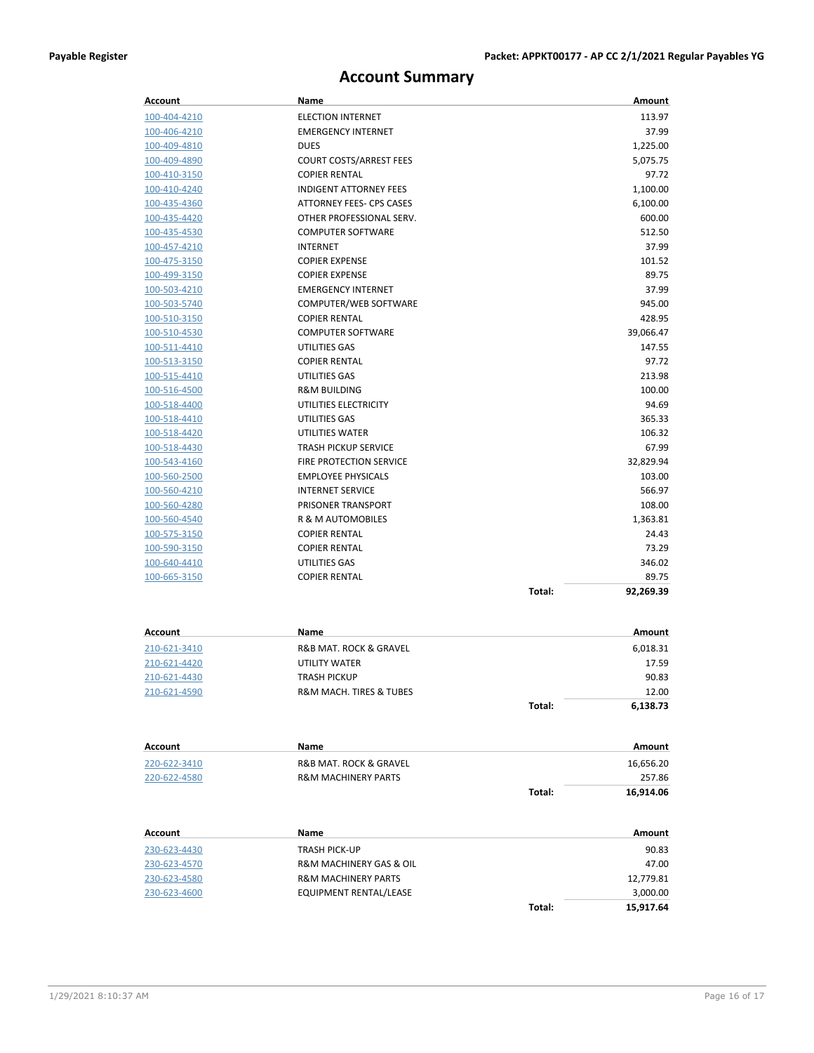# Account Summary

| Account | Name | | Amount |
|---|---|---|---|
| 100-404-4210 | ELECTION INTERNET | | 113.97 |
| 100-406-4210 | EMERGENCY INTERNET | | 37.99 |
| 100-409-4810 | DUES | | 1,225.00 |
| 100-409-4890 | COURT COSTS/ARREST FEES | | 5,075.75 |
| 100-410-3150 | COPIER RENTAL | | 97.72 |
| 100-410-4240 | INDIGENT ATTORNEY FEES | | 1,100.00 |
| 100-435-4360 | ATTORNEY FEES- CPS CASES | | 6,100.00 |
| 100-435-4420 | OTHER PROFESSIONAL SERV. | | 600.00 |
| 100-435-4530 | COMPUTER SOFTWARE | | 512.50 |
| 100-457-4210 | INTERNET | | 37.99 |
| 100-475-3150 | COPIER EXPENSE | | 101.52 |
| 100-499-3150 | COPIER EXPENSE | | 89.75 |
| 100-503-4210 | EMERGENCY INTERNET | | 37.99 |
| 100-503-5740 | COMPUTER/WEB SOFTWARE | | 945.00 |
| 100-510-3150 | COPIER RENTAL | | 428.95 |
| 100-510-4530 | COMPUTER SOFTWARE | | 39,066.47 |
| 100-511-4410 | UTILITIES GAS | | 147.55 |
| 100-513-3150 | COPIER RENTAL | | 97.72 |
| 100-515-4410 | UTILITIES GAS | | 213.98 |
| 100-516-4500 | R&M BUILDING | | 100.00 |
| 100-518-4400 | UTILITIES ELECTRICITY | | 94.69 |
| 100-518-4410 | UTILITIES GAS | | 365.33 |
| 100-518-4420 | UTILITIES WATER | | 106.32 |
| 100-518-4430 | TRASH PICKUP SERVICE | | 67.99 |
| 100-543-4160 | FIRE PROTECTION SERVICE | | 32,829.94 |
| 100-560-2500 | EMPLOYEE PHYSICALS | | 103.00 |
| 100-560-4210 | INTERNET SERVICE | | 566.97 |
| 100-560-4280 | PRISONER TRANSPORT | | 108.00 |
| 100-560-4540 | R & M AUTOMOBILES | | 1,363.81 |
| 100-575-3150 | COPIER RENTAL | | 24.43 |
| 100-590-3150 | COPIER RENTAL | | 73.29 |
| 100-640-4410 | UTILITIES GAS | | 346.02 |
| 100-665-3150 | COPIER RENTAL | | 89.75 |
| | | Total: | 92,269.39 |

| Account | Name | | Amount |
|---|---|---|---|
| 210-621-3410 | R&B MAT. ROCK & GRAVEL | | 6,018.31 |
| 210-621-4420 | UTILITY WATER | | 17.59 |
| 210-621-4430 | TRASH PICKUP | | 90.83 |
| 210-621-4590 | R&M MACH. TIRES & TUBES | | 12.00 |
| | | Total: | 6,138.73 |

| Account | Name | | Amount |
|---|---|---|---|
| 220-622-3410 | R&B MAT. ROCK & GRAVEL | | 16,656.20 |
| 220-622-4580 | R&M MACHINERY PARTS | | 257.86 |
| | | Total: | 16,914.06 |

| Account | Name | | Amount |
|---|---|---|---|
| 230-623-4430 | TRASH PICK-UP | | 90.83 |
| 230-623-4570 | R&M MACHINERY GAS & OIL | | 47.00 |
| 230-623-4580 | R&M MACHINERY PARTS | | 12,779.81 |
| 230-623-4600 | EQUIPMENT RENTAL/LEASE | | 3,000.00 |
| | | Total: | 15,917.64 |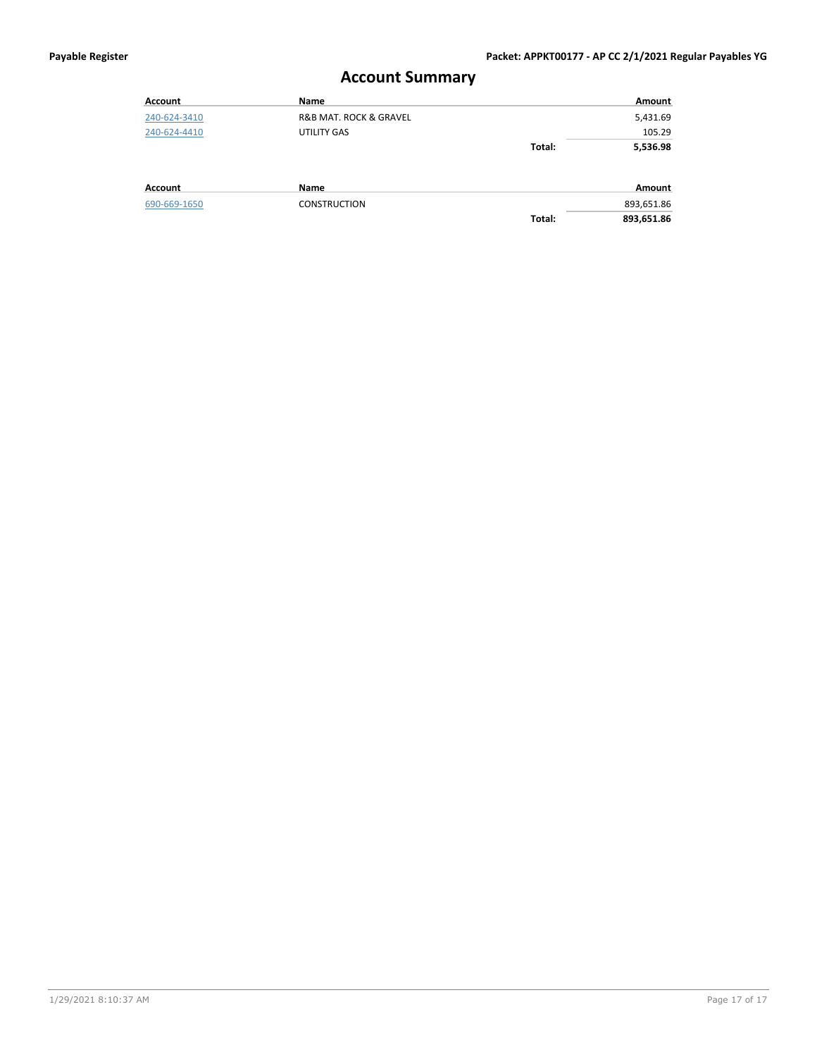# Account Summary

| Account | Name | | Amount |
|---|---|---|---|
| 240-624-3410 | R&B MAT. ROCK & GRAVEL | | 5,431.69 |
| 240-624-4410 | UTILITY GAS | | 105.29 |
| | | **Total:** | **5,536.98** |

| Account | Name | | Amount |
|---|---|---|---|
| 690-669-1650 | CONSTRUCTION | | 893,651.86 |
| | | **Total:** | **893,651.86** |